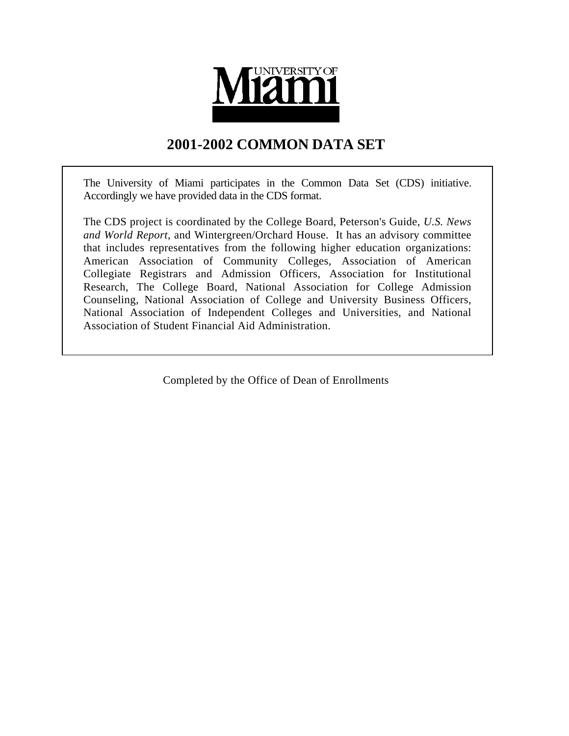UNIVERSITY OF Miami

# 2001-2002 COMMON DATA SET

The University of Miami participates in the Common Data Set (CDS) initiative. Accordingly we have provided data in the CDS format.

The CDS project is coordinated by the College Board, Peterson's Guide, *U.S. News and World Report*, and Wintergreen/Orchard House. It has an advisory committee that includes representatives from the following higher education organizations: American Association of Community Colleges, Association of American Collegiate Registrars and Admission Officers, Association for Institutional Research, The College Board, National Association for College Admission Counseling, National Association of College and University Business Officers, National Association of Independent Colleges and Universities, and National Association of Student Financial Aid Administration.

Completed by the Office of Dean of Enrollments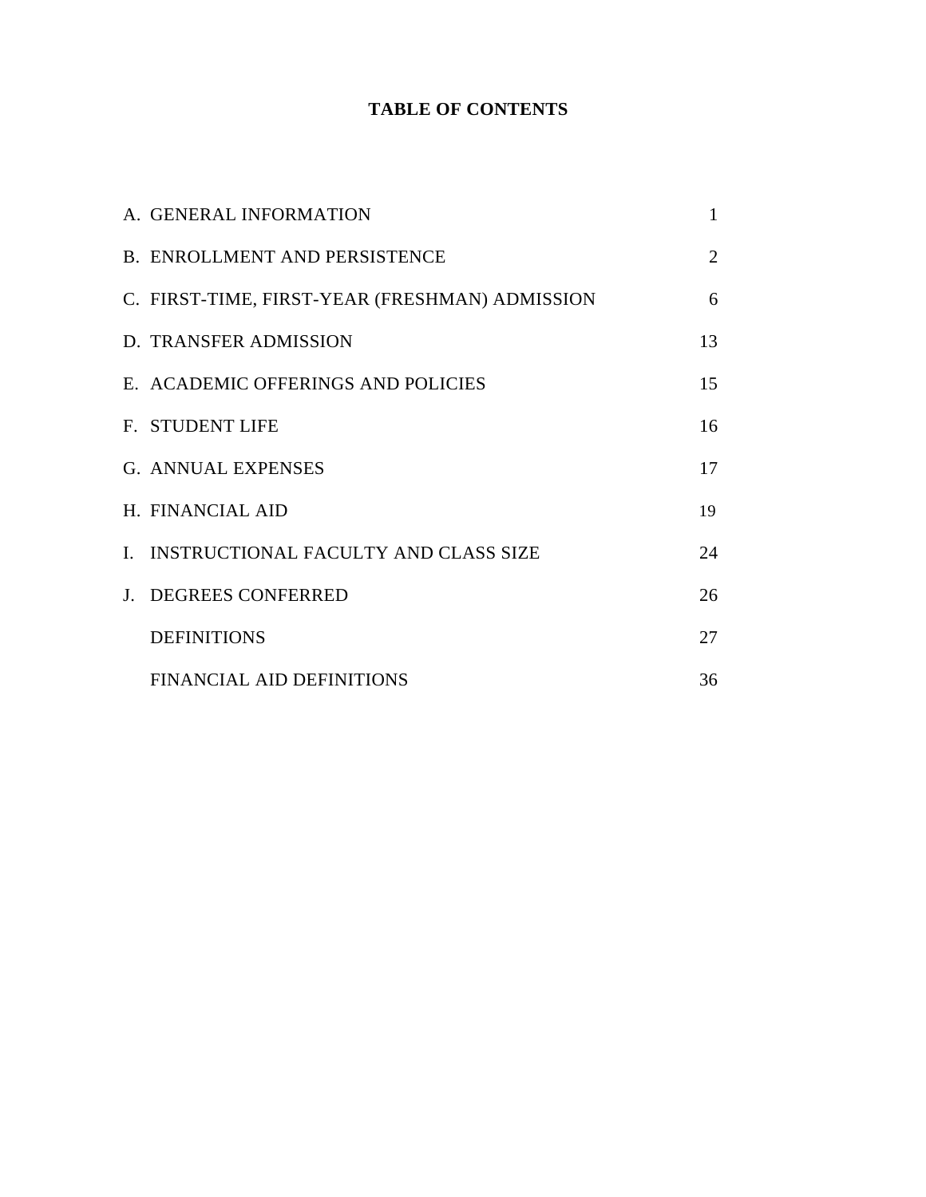# TABLE OF CONTENTS

| | | |
|---|---|---|
| A. | GENERAL INFORMATION | 1 |
| B. | ENROLLMENT AND PERSISTENCE | 2 |
| C. | FIRST-TIME, FIRST-YEAR (FRESHMAN) ADMISSION | 6 |
| D. | TRANSFER ADMISSION | 13 |
| E. | ACADEMIC OFFERINGS AND POLICIES | 15 |
| F. | STUDENT LIFE | 16 |
| G. | ANNUAL EXPENSES | 17 |
| H. | FINANCIAL AID | 19 |
| I. | INSTRUCTIONAL FACULTY AND CLASS SIZE | 24 |
| J. | DEGREES CONFERRED | 26 |
| | DEFINITIONS | 27 |
| | FINANCIAL AID DEFINITIONS | 36 |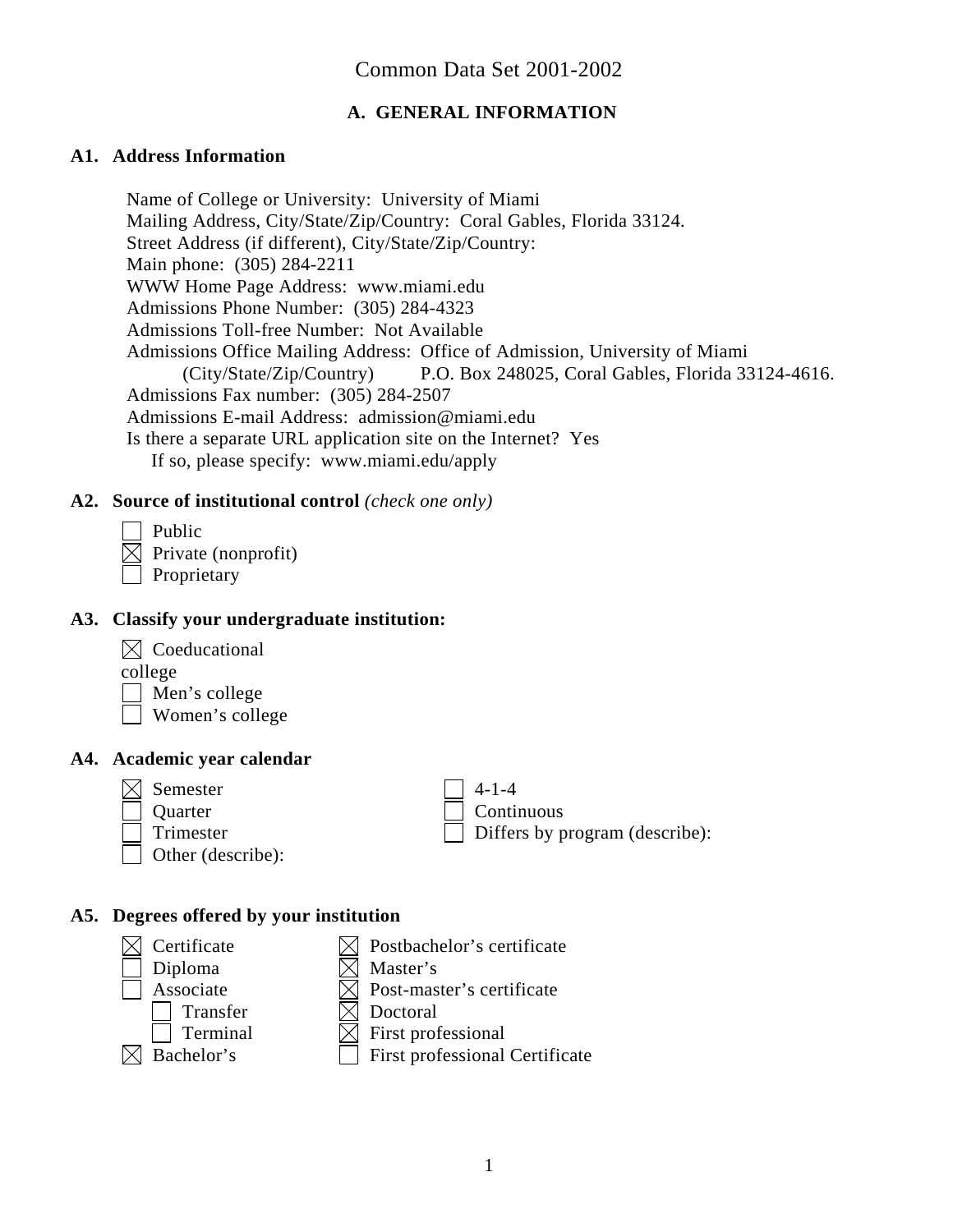Common Data Set 2001-2002

## A. GENERAL INFORMATION

### A1. Address Information

Name of College or University: University of Miami
Mailing Address, City/State/Zip/Country: Coral Gables, Florida 33124.
Street Address (if different), City/State/Zip/Country:
Main phone: (305) 284-2211
WWW Home Page Address: www.miami.edu
Admissions Phone Number: (305) 284-4323
Admissions Toll-free Number: Not Available
Admissions Office Mailing Address: Office of Admission, University of Miami
(City/State/Zip/Country) P.O. Box 248025, Coral Gables, Florida 33124-4616.
Admissions Fax number: (305) 284-2507
Admissions E-mail Address: admission@miami.edu
Is there a separate URL application site on the Internet? Yes
If so, please specify: www.miami.edu/apply

### A2. Source of institutional control *(check one only)*

- ☐ Public
- ☒ Private (nonprofit)
- ☐ Proprietary

### A3. Classify your undergraduate institution:

- ☒ Coeducational college
- ☐ Men's college
- ☐ Women's college

### A4. Academic year calendar

- ☒ Semester
- ☐ Quarter
- ☐ Trimester
- ☐ Other (describe):
- ☐ 4-1-4
- ☐ Continuous
- ☐ Differs by program (describe):

### A5. Degrees offered by your institution

- ☒ Certificate
- ☐ Diploma
- ☐ Associate
  - ☐ Transfer
  - ☐ Terminal
- ☒ Bachelor's
- ☒ Postbachelor's certificate
- ☒ Master's
- ☒ Post-master's certificate
- ☒ Doctoral
- ☒ First professional
- ☐ First professional Certificate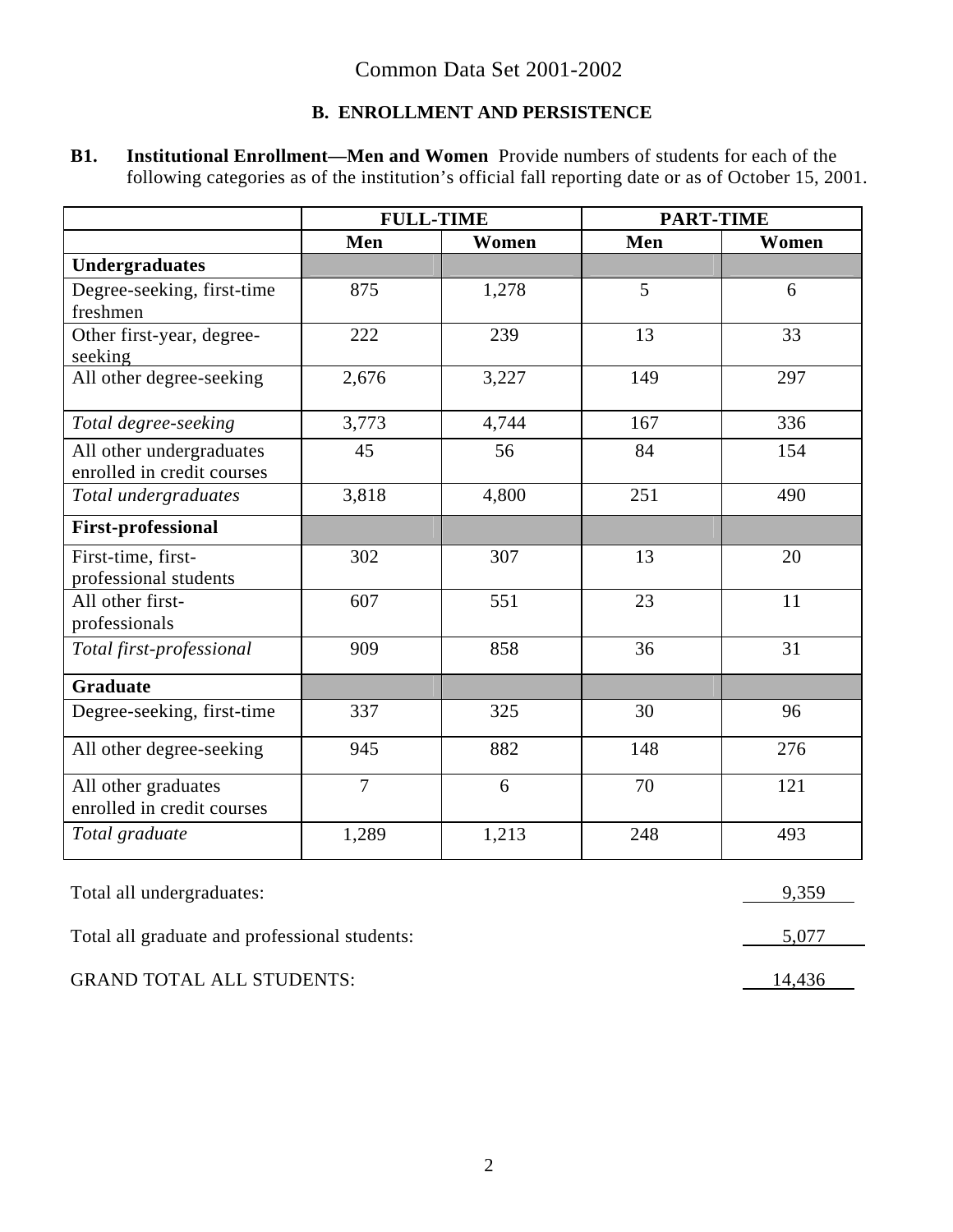# Common Data Set 2001-2002

## B. ENROLLMENT AND PERSISTENCE

**B1. Institutional Enrollment—Men and Women** Provide numbers of students for each of the following categories as of the institution's official fall reporting date or as of October 15, 2001.

| | FULL-TIME | | PART-TIME | |
|---|---|---|---|---|
| | **Men** | **Women** | **Men** | **Women** |
| **Undergraduates** | | | | |
| Degree-seeking, first-time freshmen | 875 | 1,278 | 5 | 6 |
| Other first-year, degree-seeking | 222 | 239 | 13 | 33 |
| All other degree-seeking | 2,676 | 3,227 | 149 | 297 |
| *Total degree-seeking* | 3,773 | 4,744 | 167 | 336 |
| All other undergraduates enrolled in credit courses | 45 | 56 | 84 | 154 |
| *Total undergraduates* | 3,818 | 4,800 | 251 | 490 |
| **First-professional** | | | | |
| First-time, first-professional students | 302 | 307 | 13 | 20 |
| All other first-professionals | 607 | 551 | 23 | 11 |
| *Total first-professional* | 909 | 858 | 36 | 31 |
| **Graduate** | | | | |
| Degree-seeking, first-time | 337 | 325 | 30 | 96 |
| All other degree-seeking | 945 | 882 | 148 | 276 |
| All other graduates enrolled in credit courses | 7 | 6 | 70 | 121 |
| *Total graduate* | 1,289 | 1,213 | 248 | 493 |

Total all undergraduates: 9,359

Total all graduate and professional students: 5,077

GRAND TOTAL ALL STUDENTS: 14,436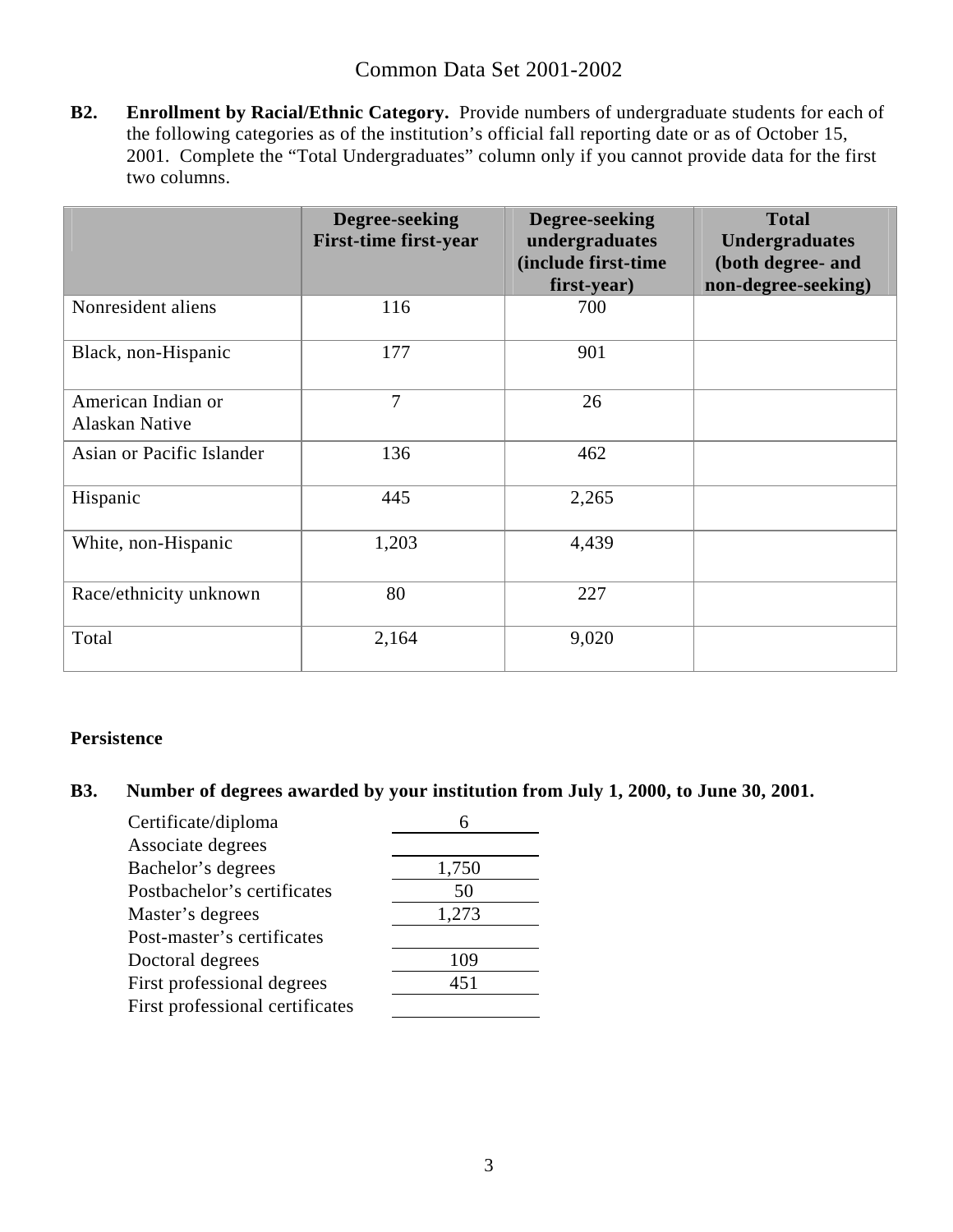Common Data Set 2001-2002

**B2. Enrollment by Racial/Ethnic Category.** Provide numbers of undergraduate students for each of the following categories as of the institution's official fall reporting date or as of October 15, 2001. Complete the "Total Undergraduates" column only if you cannot provide data for the first two columns.

| | Degree-seeking First-time first-year | Degree-seeking undergraduates (include first-time first-year) | Total Undergraduates (both degree- and non-degree-seeking) |
|---|---|---|---|
| Nonresident aliens | 116 | 700 | |
| Black, non-Hispanic | 177 | 901 | |
| American Indian or Alaskan Native | 7 | 26 | |
| Asian or Pacific Islander | 136 | 462 | |
| Hispanic | 445 | 2,265 | |
| White, non-Hispanic | 1,203 | 4,439 | |
| Race/ethnicity unknown | 80 | 227 | |
| Total | 2,164 | 9,020 | |

**Persistence**

**B3. Number of degrees awarded by your institution from July 1, 2000, to June 30, 2001.**

| | |
|---|---|
| Certificate/diploma | 6 |
| Associate degrees | |
| Bachelor's degrees | 1,750 |
| Postbachelor's certificates | 50 |
| Master's degrees | 1,273 |
| Post-master's certificates | |
| Doctoral degrees | 109 |
| First professional degrees | 451 |
| First professional certificates | |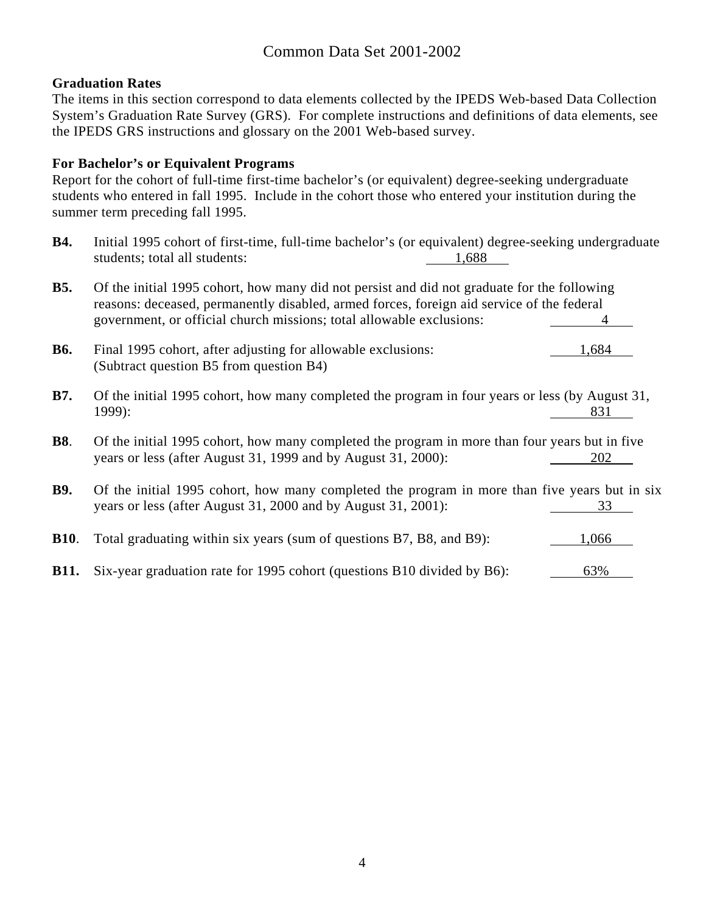Common Data Set 2001-2002

**Graduation Rates**
The items in this section correspond to data elements collected by the IPEDS Web-based Data Collection System's Graduation Rate Survey (GRS). For complete instructions and definitions of data elements, see the IPEDS GRS instructions and glossary on the 2001 Web-based survey.

**For Bachelor's or Equivalent Programs**
Report for the cohort of full-time first-time bachelor's (or equivalent) degree-seeking undergraduate students who entered in fall 1995. Include in the cohort those who entered your institution during the summer term preceding fall 1995.

**B4.** Initial 1995 cohort of first-time, full-time bachelor's (or equivalent) degree-seeking undergraduate students; total all students: 1,688

**B5.** Of the initial 1995 cohort, how many did not persist and did not graduate for the following reasons: deceased, permanently disabled, armed forces, foreign aid service of the federal government, or official church missions; total allowable exclusions: 4

**B6.** Final 1995 cohort, after adjusting for allowable exclusions: 1,684
(Subtract question B5 from question B4)

**B7.** Of the initial 1995 cohort, how many completed the program in four years or less (by August 31, 1999): 831

**B8**. Of the initial 1995 cohort, how many completed the program in more than four years but in five years or less (after August 31, 1999 and by August 31, 2000): 202

**B9.** Of the initial 1995 cohort, how many completed the program in more than five years but in six years or less (after August 31, 2000 and by August 31, 2001): 33

**B10**. Total graduating within six years (sum of questions B7, B8, and B9): 1,066

**B11.** Six-year graduation rate for 1995 cohort (questions B10 divided by B6): 63%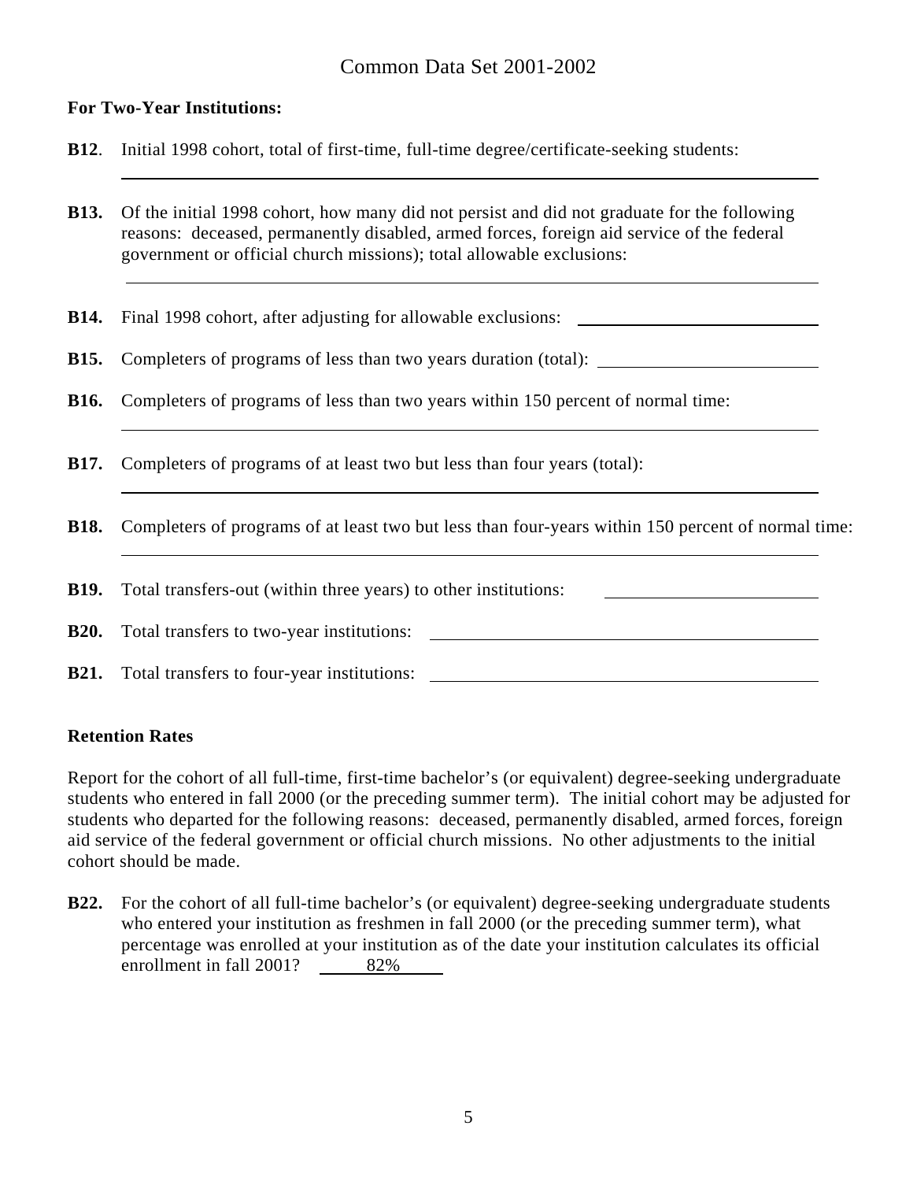Common Data Set 2001-2002

**For Two-Year Institutions:**

**B12**. Initial 1998 cohort, total of first-time, full-time degree/certificate-seeking students:

**B13.** Of the initial 1998 cohort, how many did not persist and did not graduate for the following reasons: deceased, permanently disabled, armed forces, foreign aid service of the federal government or official church missions); total allowable exclusions:

**B14.** Final 1998 cohort, after adjusting for allowable exclusions:

**B15.** Completers of programs of less than two years duration (total):

**B16.** Completers of programs of less than two years within 150 percent of normal time:

**B17.** Completers of programs of at least two but less than four years (total):

**B18.** Completers of programs of at least two but less than four-years within 150 percent of normal time:

**B19.** Total transfers-out (within three years) to other institutions:

**B20.** Total transfers to two-year institutions:

**B21.** Total transfers to four-year institutions:

**Retention Rates**

Report for the cohort of all full-time, first-time bachelor's (or equivalent) degree-seeking undergraduate students who entered in fall 2000 (or the preceding summer term). The initial cohort may be adjusted for students who departed for the following reasons: deceased, permanently disabled, armed forces, foreign aid service of the federal government or official church missions. No other adjustments to the initial cohort should be made.

**B22.** For the cohort of all full-time bachelor's (or equivalent) degree-seeking undergraduate students who entered your institution as freshmen in fall 2000 (or the preceding summer term), what percentage was enrolled at your institution as of the date your institution calculates its official enrollment in fall 2001? 82%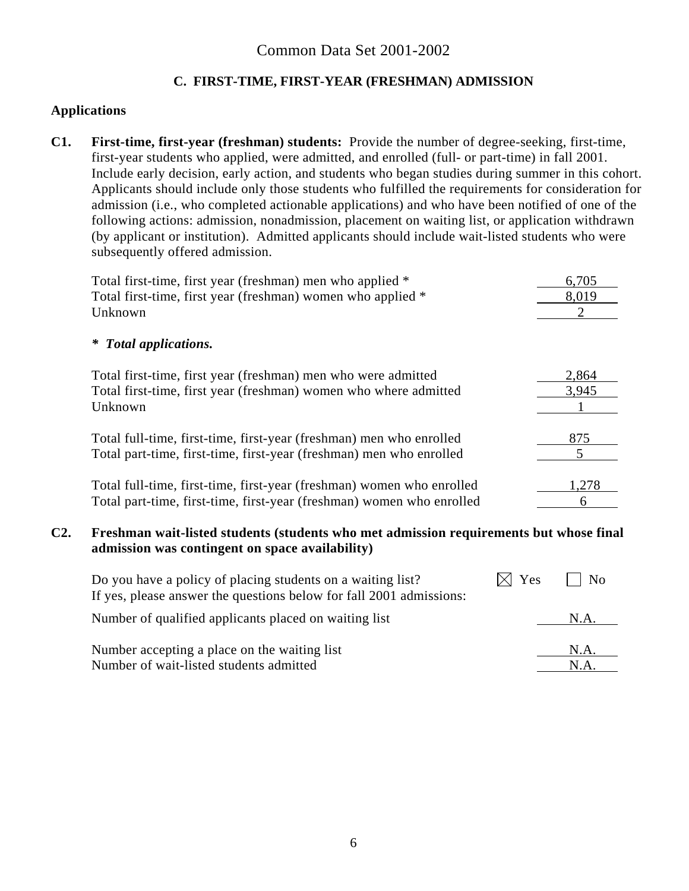# Common Data Set 2001-2002

## C. FIRST-TIME, FIRST-YEAR (FRESHMAN) ADMISSION

### Applications

**C1. First-time, first-year (freshman) students:** Provide the number of degree-seeking, first-time, first-year students who applied, were admitted, and enrolled (full- or part-time) in fall 2001. Include early decision, early action, and students who began studies during summer in this cohort. Applicants should include only those students who fulfilled the requirements for consideration for admission (i.e., who completed actionable applications) and who have been notified of one of the following actions: admission, nonadmission, placement on waiting list, or application withdrawn (by applicant or institution). Admitted applicants should include wait-listed students who were subsequently offered admission.

| | |
|---|---|
| Total first-time, first year (freshman) men who applied * | 6,705 |
| Total first-time, first year (freshman) women who applied * | 8,019 |
| Unknown | 2 |

***  Total applications.**

| | |
|---|---|
| Total first-time, first year (freshman) men who were admitted | 2,864 |
| Total first-time, first year (freshman) women who where admitted | 3,945 |
| Unknown | 1 |
| Total full-time, first-time, first-year (freshman) men who enrolled | 875 |
| Total part-time, first-time, first-year (freshman) men who enrolled | 5 |
| Total full-time, first-time, first-year (freshman) women who enrolled | 1,278 |
| Total part-time, first-time, first-year (freshman) women who enrolled | 6 |

**C2. Freshman wait-listed students (students who met admission requirements but whose final admission was contingent on space availability)**

Do you have a policy of placing students on a waiting list? ☒ Yes ☐ No
If yes, please answer the questions below for fall 2001 admissions:

| | |
|---|---|
| Number of qualified applicants placed on waiting list | N.A. |
| Number accepting a place on the waiting list | N.A. |
| Number of wait-listed students admitted | N.A. |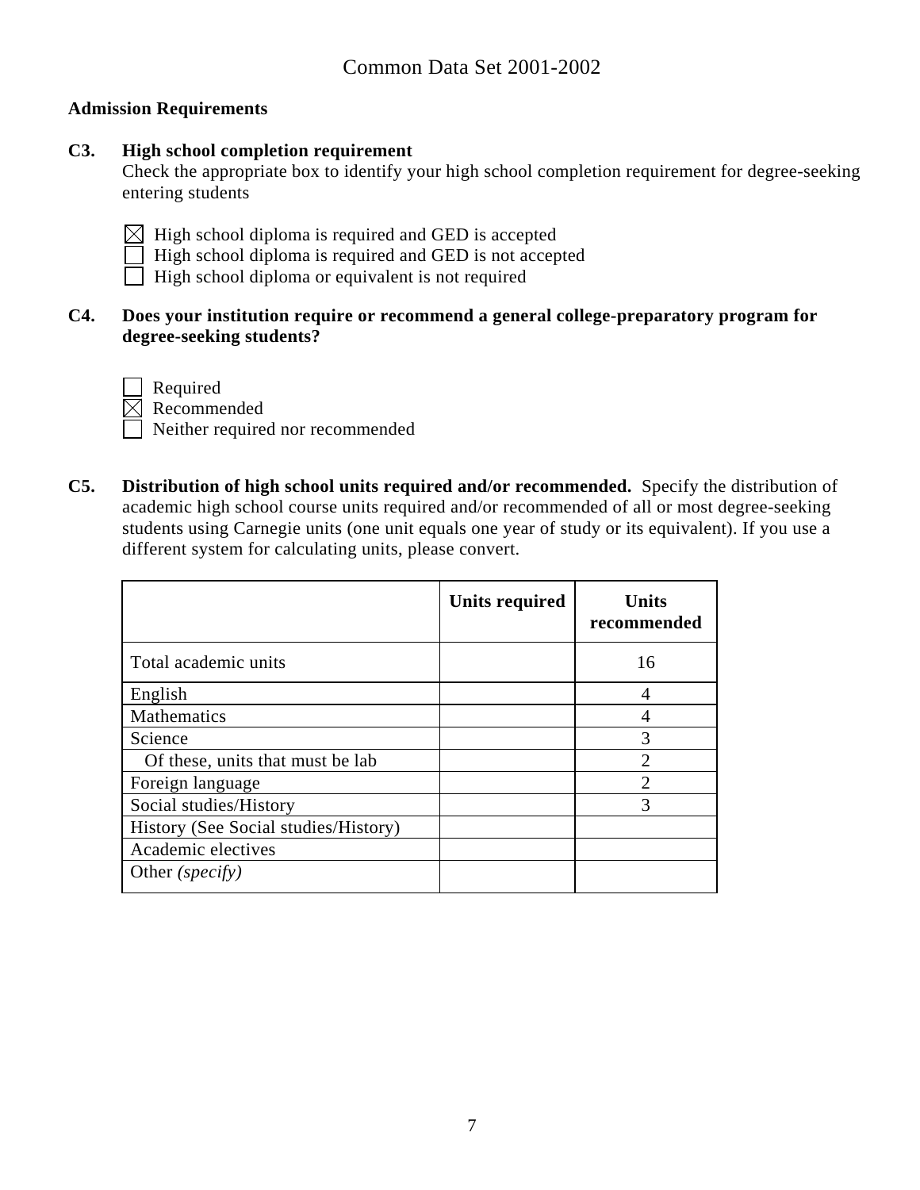Common Data Set 2001-2002

**Admission Requirements**

**C3. High school completion requirement**

Check the appropriate box to identify your high school completion requirement for degree-seeking entering students

- [x] High school diploma is required and GED is accepted
- [ ] High school diploma is required and GED is not accepted
- [ ] High school diploma or equivalent is not required

**C4. Does your institution require or recommend a general college-preparatory program for degree-seeking students?**

- [ ] Required
- [x] Recommended
- [ ] Neither required nor recommended

**C5. Distribution of high school units required and/or recommended.** Specify the distribution of academic high school course units required and/or recommended of all or most degree-seeking students using Carnegie units (one unit equals one year of study or its equivalent). If you use a different system for calculating units, please convert.

| | Units required | Units recommended |
|---|---|---|
| Total academic units | | 16 |
| English | | 4 |
| Mathematics | | 4 |
| Science | | 3 |
| Of these, units that must be lab | | 2 |
| Foreign language | | 2 |
| Social studies/History | | 3 |
| History (See Social studies/History) | | |
| Academic electives | | |
| Other *(specify)* | | |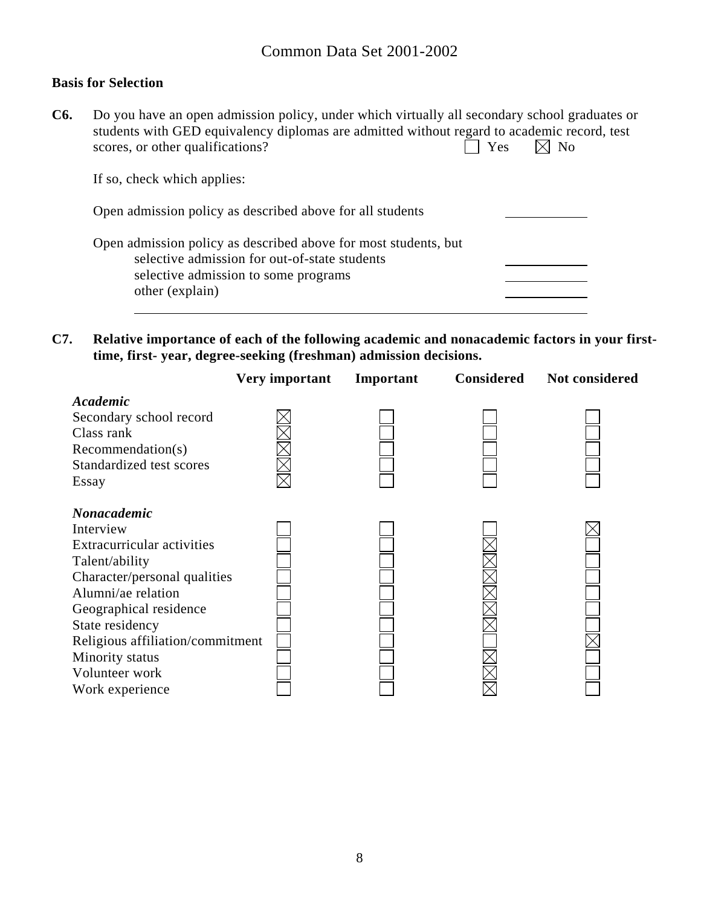## Basis for Selection

**C6.** Do you have an open admission policy, under which virtually all secondary school graduates or students with GED equivalency diplomas are admitted without regard to academic record, test scores, or other qualifications? ☐ Yes ☒ No

If so, check which applies:

Open admission policy as described above for all students ____________

Open admission policy as described above for most students, but
- selective admission for out-of-state students ____________
- selective admission to some programs ____________
- other (explain) ____________

______________________________________________________________

**C7. Relative importance of each of the following academic and nonacademic factors in your first-time, first- year, degree-seeking (freshman) admission decisions.**

| | Very important | Important | Considered | Not considered |
|---|---|---|---|---|
| ***Academic*** | | | | |
| Secondary school record | ☒ | ☐ | ☐ | ☐ |
| Class rank | ☒ | ☐ | ☐ | ☐ |
| Recommendation(s) | ☒ | ☐ | ☐ | ☐ |
| Standardized test scores | ☒ | ☐ | ☐ | ☐ |
| Essay | ☒ | ☐ | ☐ | ☐ |
| ***Nonacademic*** | | | | |
| Interview | ☐ | ☐ | ☐ | ☒ |
| Extracurricular activities | ☐ | ☐ | ☒ | ☐ |
| Talent/ability | ☐ | ☐ | ☒ | ☐ |
| Character/personal qualities | ☐ | ☐ | ☒ | ☐ |
| Alumni/ae relation | ☐ | ☐ | ☒ | ☐ |
| Geographical residence | ☐ | ☐ | ☒ | ☐ |
| State residency | ☐ | ☐ | ☒ | ☐ |
| Religious affiliation/commitment | ☐ | ☐ | ☐ | ☒ |
| Minority status | ☐ | ☐ | ☒ | ☐ |
| Volunteer work | ☐ | ☐ | ☒ | ☐ |
| Work experience | ☐ | ☐ | ☒ | ☐ |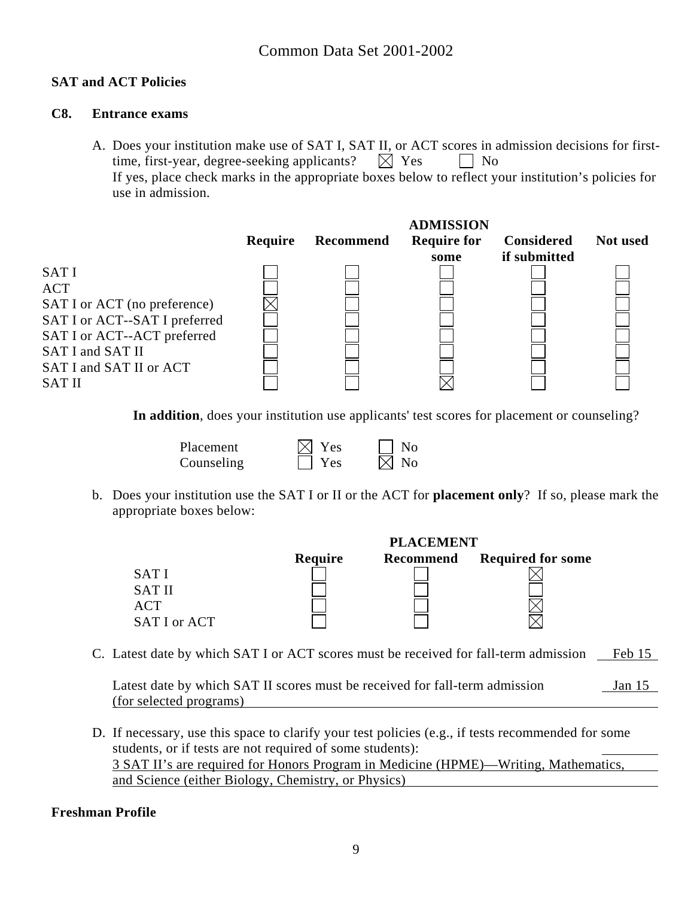Common Data Set 2001-2002

**SAT and ACT Policies**

**C8. Entrance exams**

A. Does your institution make use of SAT I, SAT II, or ACT scores in admission decisions for first-time, first-year, degree-seeking applicants? ☒ Yes ☐ No

If yes, place check marks in the appropriate boxes below to reflect your institution's policies for use in admission.

| | ADMISSION | | | | |
|---|---|---|---|---|---|
| | **Require** | **Recommend** | **Require for some** | **Considered if submitted** | **Not used** |
| SAT I | ☐ | ☐ | ☐ | ☐ | ☐ |
| ACT | ☐ | ☐ | ☐ | ☐ | ☐ |
| SAT I or ACT (no preference) | ☒ | ☐ | ☐ | ☐ | ☐ |
| SAT I or ACT--SAT I preferred | ☐ | ☐ | ☐ | ☐ | ☐ |
| SAT I or ACT--ACT preferred | ☐ | ☐ | ☐ | ☐ | ☐ |
| SAT I and SAT II | ☐ | ☐ | ☐ | ☐ | ☐ |
| SAT I and SAT II or ACT | ☐ | ☐ | ☐ | ☐ | ☐ |
| SAT II | ☐ | ☐ | ☒ | ☐ | ☐ |

**In addition**, does your institution use applicants' test scores for placement or counseling?

| | | |
|---|---|---|
| Placement | ☒ Yes | ☐ No |
| Counseling | ☐ Yes | ☒ No |

b. Does your institution use the SAT I or II or the ACT for **placement only**? If so, please mark the appropriate boxes below:

| | PLACEMENT | | |
|---|---|---|---|
| | **Require** | **Recommend** | **Required for some** |
| SAT I | ☐ | ☐ | ☒ |
| SAT II | ☐ | ☐ | ☐ |
| ACT | ☐ | ☐ | ☒ |
| SAT I or ACT | ☐ | ☐ | ☒ |

C. Latest date by which SAT I or ACT scores must be received for fall-term admission Feb 15

Latest date by which SAT II scores must be received for fall-term admission Jan 15
(for selected programs)

D. If necessary, use this space to clarify your test policies (e.g., if tests recommended for some students, or if tests are not required of some students):
3 SAT II's are required for Honors Program in Medicine (HPME)—Writing, Mathematics, and Science (either Biology, Chemistry, or Physics)

**Freshman Profile**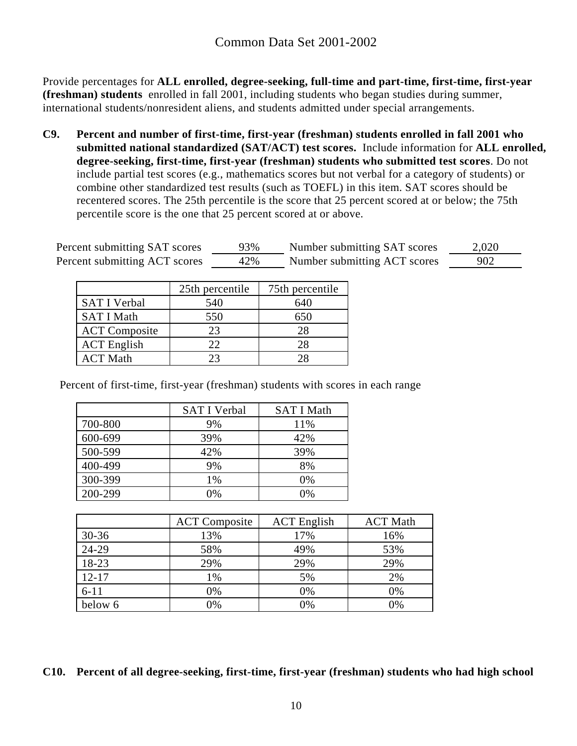Common Data Set 2001-2002

Provide percentages for **ALL enrolled, degree-seeking, full-time and part-time, first-time, first-year (freshman) students** enrolled in fall 2001, including students who began studies during summer, international students/nonresident aliens, and students admitted under special arrangements.

**C9. Percent and number of first-time, first-year (freshman) students enrolled in fall 2001 who submitted national standardized (SAT/ACT) test scores.** Include information for **ALL enrolled, degree-seeking, first-time, first-year (freshman) students who submitted test scores**. Do not include partial test scores (e.g., mathematics scores but not verbal for a category of students) or combine other standardized test results (such as TOEFL) in this item. SAT scores should be recentered scores. The 25th percentile is the score that 25 percent scored at or below; the 75th percentile score is the one that 25 percent scored at or above.

Percent submitting SAT scores 93% Number submitting SAT scores 2,020
Percent submitting ACT scores 42% Number submitting ACT scores 902

| | 25th percentile | 75th percentile |
|---|---|---|
| SAT I Verbal | 540 | 640 |
| SAT I Math | 550 | 650 |
| ACT Composite | 23 | 28 |
| ACT English | 22 | 28 |
| ACT Math | 23 | 28 |

Percent of first-time, first-year (freshman) students with scores in each range

| | SAT I Verbal | SAT I Math |
|---|---|---|
| 700-800 | 9% | 11% |
| 600-699 | 39% | 42% |
| 500-599 | 42% | 39% |
| 400-499 | 9% | 8% |
| 300-399 | 1% | 0% |
| 200-299 | 0% | 0% |

| | ACT Composite | ACT English | ACT Math |
|---|---|---|---|
| 30-36 | 13% | 17% | 16% |
| 24-29 | 58% | 49% | 53% |
| 18-23 | 29% | 29% | 29% |
| 12-17 | 1% | 5% | 2% |
| 6-11 | 0% | 0% | 0% |
| below 6 | 0% | 0% | 0% |

**C10. Percent of all degree-seeking, first-time, first-year (freshman) students who had high school**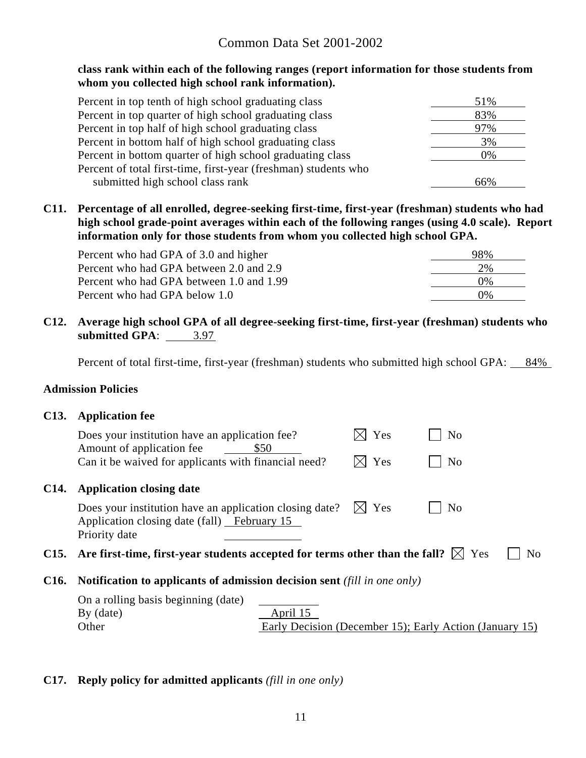**class rank within each of the following ranges (report information for those students from whom you collected high school rank information).**

| | |
|---|---|
| Percent in top tenth of high school graduating class | 51% |
| Percent in top quarter of high school graduating class | 83% |
| Percent in top half of high school graduating class | 97% |
| Percent in bottom half of high school graduating class | 3% |
| Percent in bottom quarter of high school graduating class | 0% |
| Percent of total first-time, first-year (freshman) students who submitted high school class rank | 66% |

**C11. Percentage of all enrolled, degree-seeking first-time, first-year (freshman) students who had high school grade-point averages within each of the following ranges (using 4.0 scale). Report information only for those students from whom you collected high school GPA.**

| | |
|---|---|
| Percent who had GPA of 3.0 and higher | 98% |
| Percent who had GPA between 2.0 and 2.9 | 2% |
| Percent who had GPA between 1.0 and 1.99 | 0% |
| Percent who had GPA below 1.0 | 0% |

**C12. Average high school GPA of all degree-seeking first-time, first-year (freshman) students who submitted GPA**: 3.97

Percent of total first-time, first-year (freshman) students who submitted high school GPA: 84%

### Admission Policies

**C13. Application fee**

Does your institution have an application fee? ☒ Yes ☐ No
Amount of application fee $50
Can it be waived for applicants with financial need? ☒ Yes ☐ No

**C14. Application closing date**

Does your institution have an application closing date? ☒ Yes ☐ No
Application closing date (fall) February 15
Priority date ______

**C15. Are first-time, first-year students accepted for terms other than the fall?** ☒ Yes ☐ No

**C16. Notification to applicants of admission decision sent** *(fill in one only)*

On a rolling basis beginning (date) ______
By (date) April 15
Other Early Decision (December 15); Early Action (January 15)

**C17. Reply policy for admitted applicants** *(fill in one only)*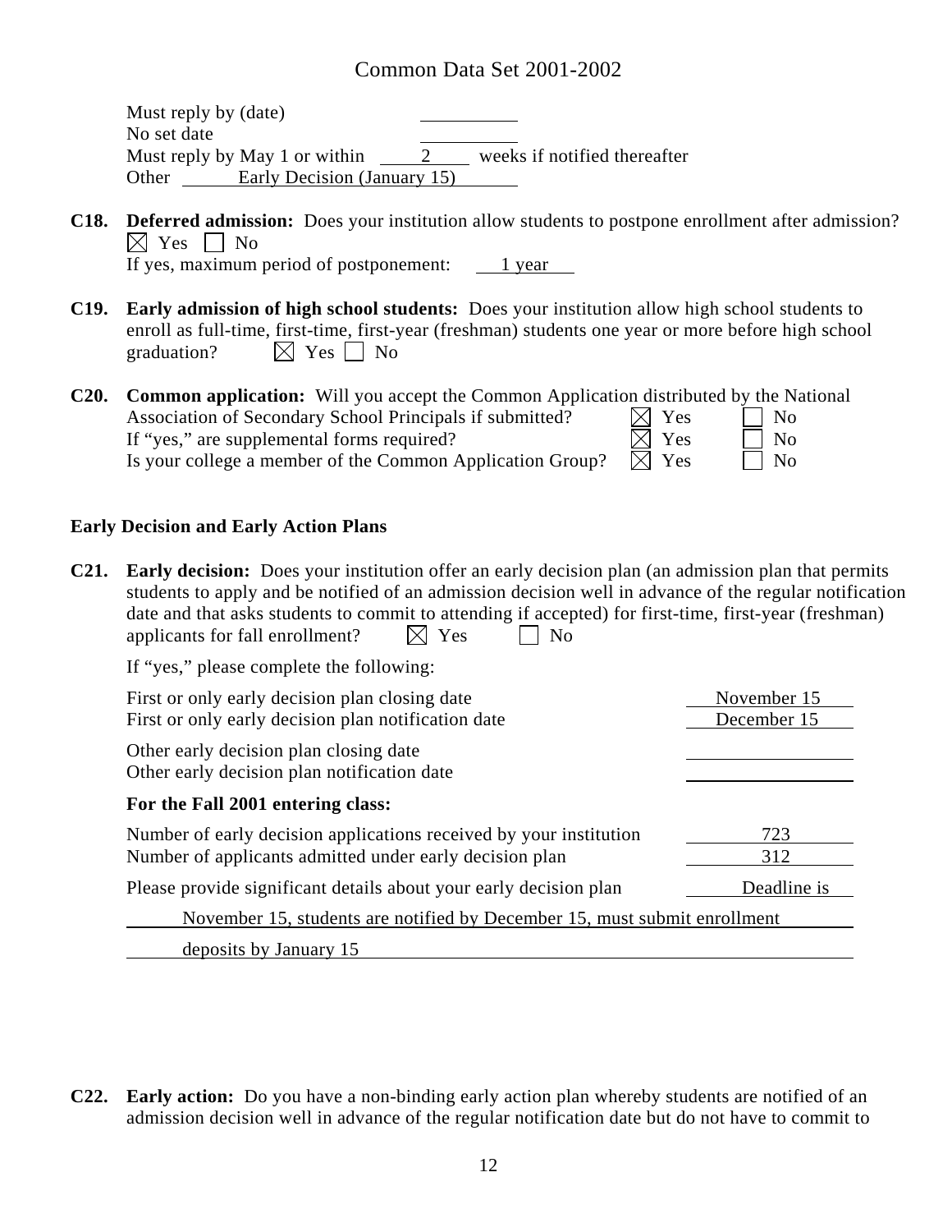Must reply by (date) \_\_\_\_\_\_\_\_\_\_

No set date \_\_\_\_\_\_\_\_\_\_

Must reply by May 1 or within 2 weeks if notified thereafter

Other Early Decision (January 15)

**C18. Deferred admission:** Does your institution allow students to postpone enrollment after admission?

☒ Yes ☐ No

If yes, maximum period of postponement: 1 year

**C19. Early admission of high school students:** Does your institution allow high school students to enroll as full-time, first-time, first-year (freshman) students one year or more before high school graduation? ☒ Yes ☐ No

**C20. Common application:** Will you accept the Common Application distributed by the National Association of Secondary School Principals if submitted?

| | Yes | No |
|---|---|---|
| Will you accept the Common Application distributed by the National Association of Secondary School Principals if submitted? | ☒ | ☐ |
| If "yes," are supplemental forms required? | ☒ | ☐ |
| Is your college a member of the Common Application Group? | ☒ | ☐ |

## Early Decision and Early Action Plans

**C21. Early decision:** Does your institution offer an early decision plan (an admission plan that permits students to apply and be notified of an admission decision well in advance of the regular notification date and that asks students to commit to attending if accepted) for first-time, first-year (freshman) applicants for fall enrollment? ☒ Yes ☐ No

If "yes," please complete the following:

| | |
|---|---|
| First or only early decision plan closing date | November 15 |
| First or only early decision plan notification date | December 15 |
| Other early decision plan closing date | |
| Other early decision plan notification date | |

**For the Fall 2001 entering class:**

| | |
|---|---|
| Number of early decision applications received by your institution | 723 |
| Number of applicants admitted under early decision plan | 312 |

Please provide significant details about your early decision plan: Deadline is November 15, students are notified by December 15, must submit enrollment deposits by January 15

**C22. Early action:** Do you have a non-binding early action plan whereby students are notified of an admission decision well in advance of the regular notification date but do not have to commit to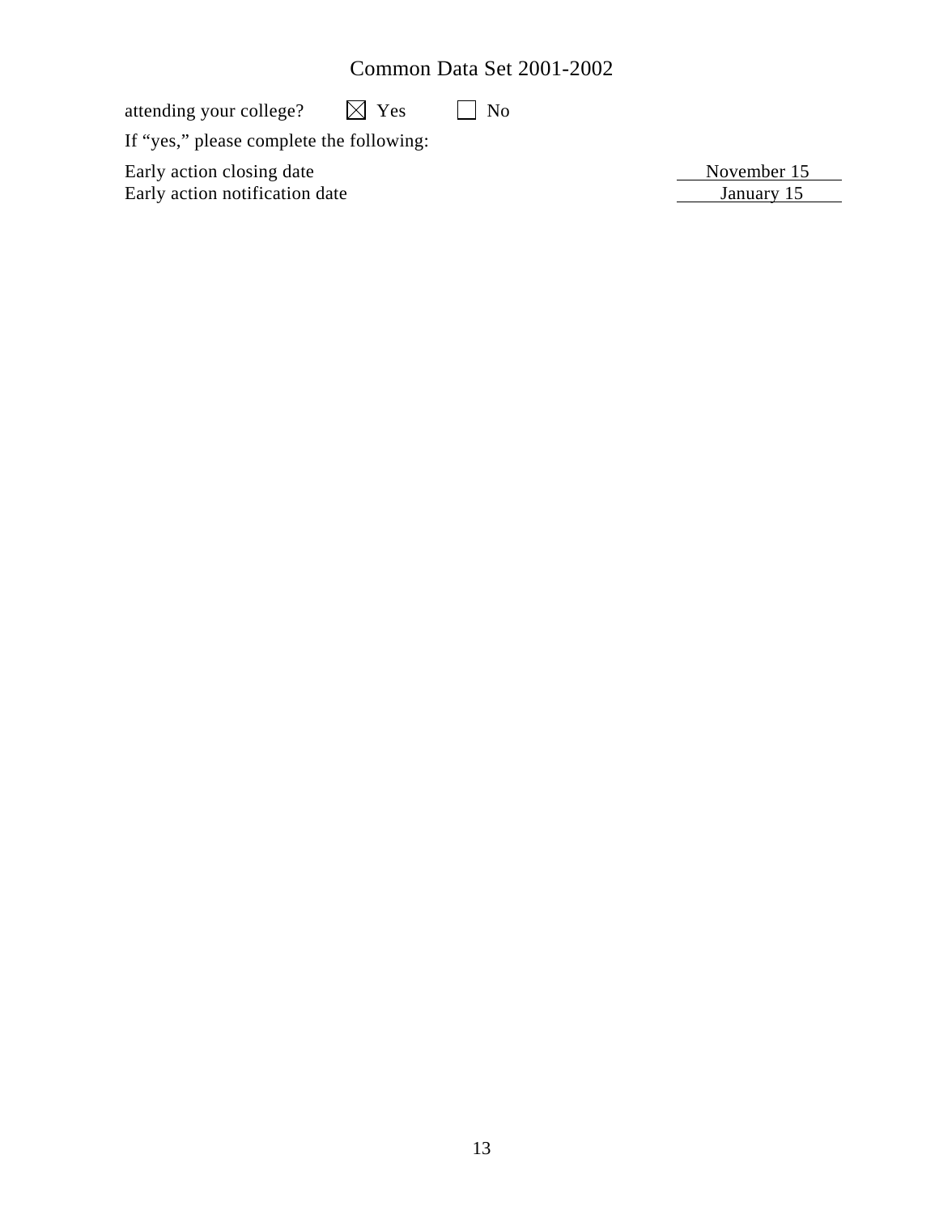attending your college? ☒ Yes ☐ No

If "yes," please complete the following:

Early action closing date: November 15

Early action notification date: January 15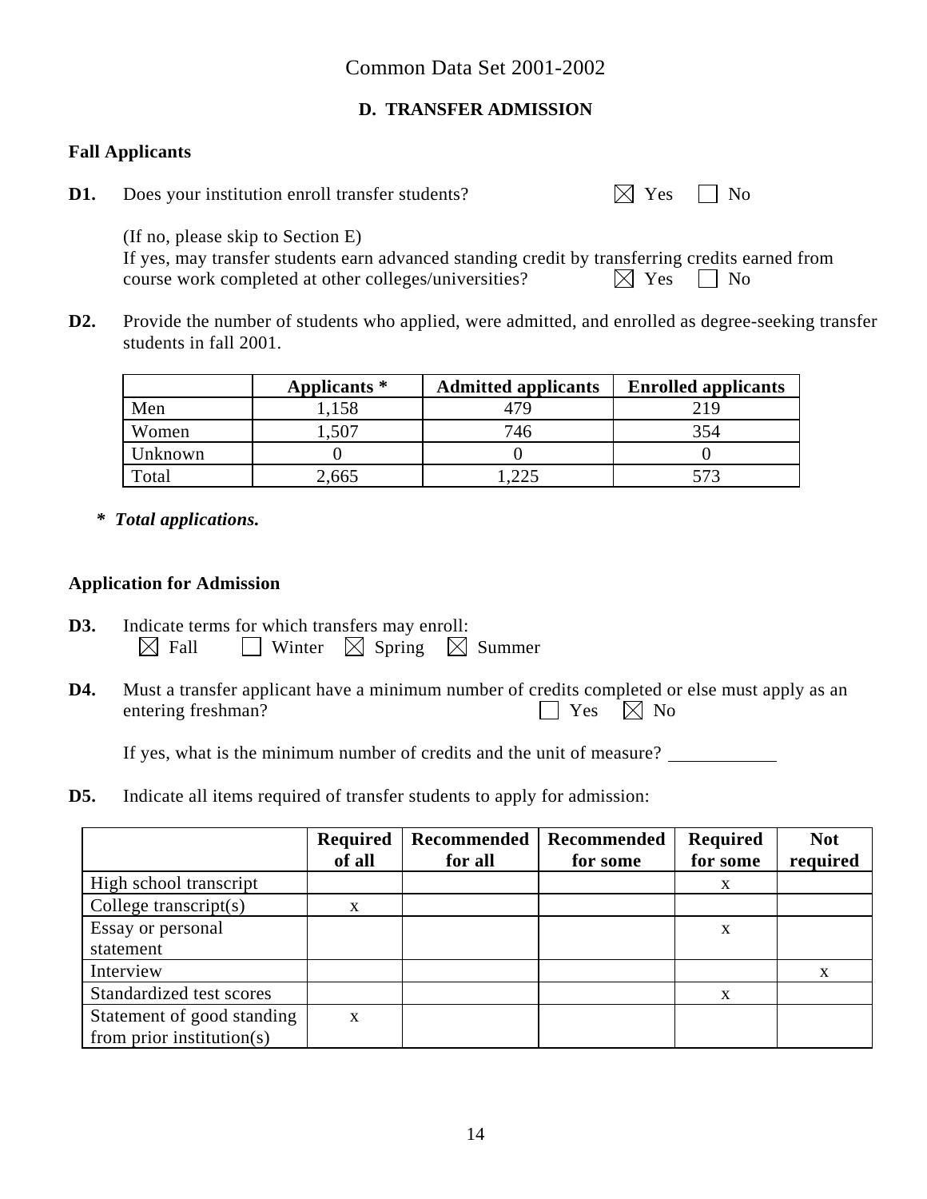# Common Data Set 2001-2002

## D. TRANSFER ADMISSION

### Fall Applicants

**D1.** Does your institution enroll transfer students? ☒ Yes ☐ No

(If no, please skip to Section E)
If yes, may transfer students earn advanced standing credit by transferring credits earned from course work completed at other colleges/universities? ☒ Yes ☐ No

**D2.** Provide the number of students who applied, were admitted, and enrolled as degree-seeking transfer students in fall 2001.

| | Applicants * | Admitted applicants | Enrolled applicants |
|---|---|---|---|
| Men | 1,158 | 479 | 219 |
| Women | 1,507 | 746 | 354 |
| Unknown | 0 | 0 | 0 |
| Total | 2,665 | 1,225 | 573 |

***\* Total applications.***

### Application for Admission

**D3.** Indicate terms for which transfers may enroll:
☒ Fall ☐ Winter ☒ Spring ☒ Summer

**D4.** Must a transfer applicant have a minimum number of credits completed or else must apply as an entering freshman? ☐ Yes ☒ No

If yes, what is the minimum number of credits and the unit of measure? ____________

**D5.** Indicate all items required of transfer students to apply for admission:

| | Required of all | Recommended for all | Recommended for some | Required for some | Not required |
|---|---|---|---|---|---|
| High school transcript | | | | x | |
| College transcript(s) | x | | | | |
| Essay or personal statement | | | | x | |
| Interview | | | | | x |
| Standardized test scores | | | | x | |
| Statement of good standing from prior institution(s) | x | | | | |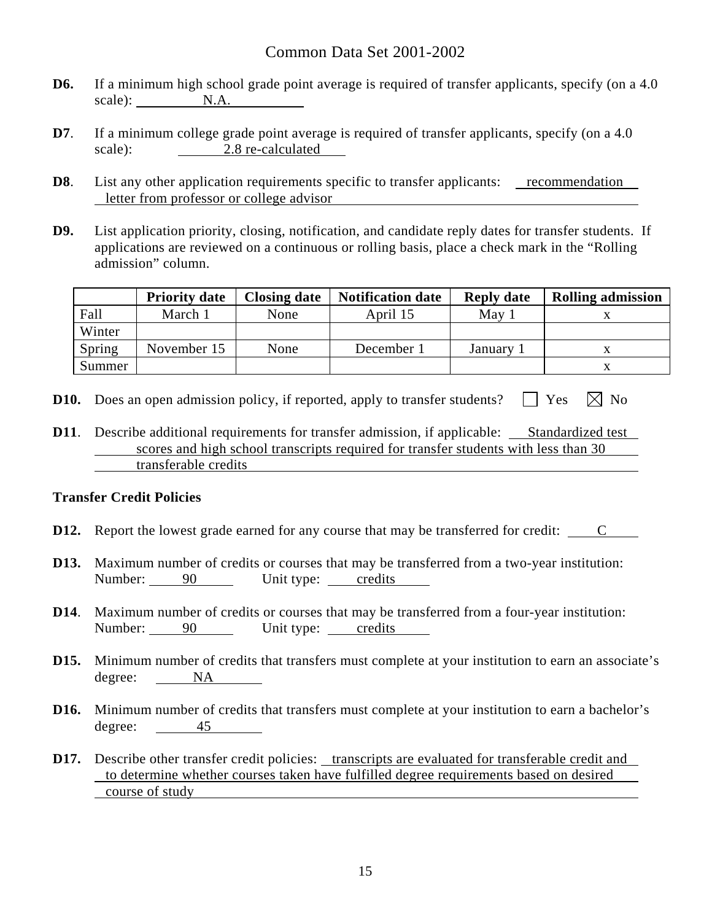**D6.** If a minimum high school grade point average is required of transfer applicants, specify (on a 4.0 scale): N.A.

**D7**. If a minimum college grade point average is required of transfer applicants, specify (on a 4.0 scale): 2.8 re-calculated

**D8**. List any other application requirements specific to transfer applicants: recommendation letter from professor or college advisor

**D9.** List application priority, closing, notification, and candidate reply dates for transfer students. If applications are reviewed on a continuous or rolling basis, place a check mark in the "Rolling admission" column.

| | Priority date | Closing date | Notification date | Reply date | Rolling admission |
|---|---|---|---|---|---|
| Fall | March 1 | None | April 15 | May 1 | x |
| Winter | | | | | |
| Spring | November 15 | None | December 1 | January 1 | x |
| Summer | | | | | x |

**D10.** Does an open admission policy, if reported, apply to transfer students? ☐ Yes ☒ No

**D11**. Describe additional requirements for transfer admission, if applicable: Standardized test scores and high school transcripts required for transfer students with less than 30 transferable credits

**Transfer Credit Policies**

**D12.** Report the lowest grade earned for any course that may be transferred for credit: C

**D13.** Maximum number of credits or courses that may be transferred from a two-year institution:
Number: 90 Unit type: credits

**D14**. Maximum number of credits or courses that may be transferred from a four-year institution:
Number: 90 Unit type: credits

**D15.** Minimum number of credits that transfers must complete at your institution to earn an associate's degree: NA

**D16.** Minimum number of credits that transfers must complete at your institution to earn a bachelor's degree: 45

**D17.** Describe other transfer credit policies: transcripts are evaluated for transferable credit and to determine whether courses taken have fulfilled degree requirements based on desired course of study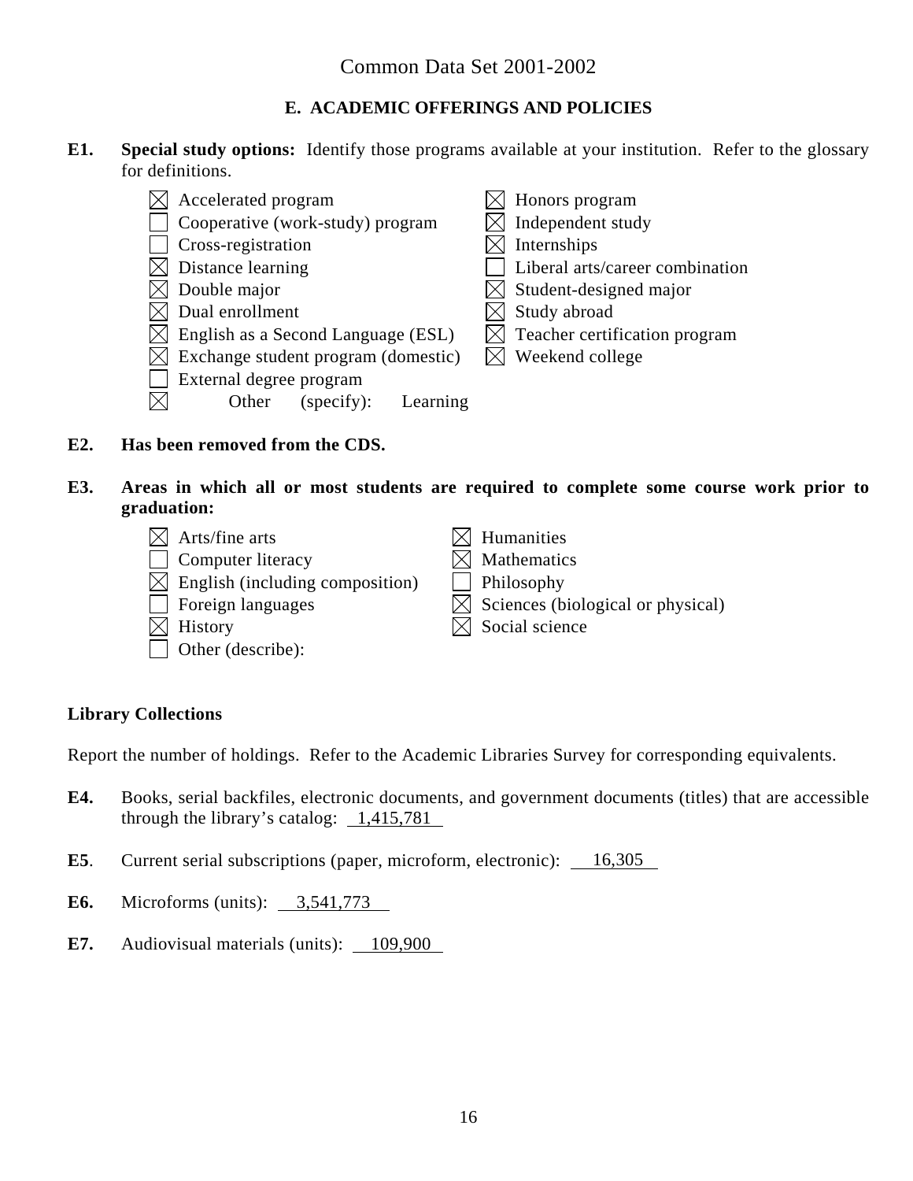Common Data Set 2001-2002

## E. ACADEMIC OFFERINGS AND POLICIES

**E1. Special study options:** Identify those programs available at your institution. Refer to the glossary for definitions.

- ☒ Accelerated program
- ☐ Cooperative (work-study) program
- ☐ Cross-registration
- ☒ Distance learning
- ☒ Double major
- ☒ Dual enrollment
- ☒ English as a Second Language (ESL)
- ☒ Exchange student program (domestic)
- ☐ External degree program
- ☒ Other (specify): Learning
- ☒ Honors program
- ☒ Independent study
- ☒ Internships
- ☐ Liberal arts/career combination
- ☒ Student-designed major
- ☒ Study abroad
- ☒ Teacher certification program
- ☒ Weekend college

**E2. Has been removed from the CDS.**

**E3. Areas in which all or most students are required to complete some course work prior to graduation:**

- ☒ Arts/fine arts
- ☐ Computer literacy
- ☒ English (including composition)
- ☐ Foreign languages
- ☒ History
- ☐ Other (describe):
- ☒ Humanities
- ☒ Mathematics
- ☐ Philosophy
- ☒ Sciences (biological or physical)
- ☒ Social science

### Library Collections

Report the number of holdings. Refer to the Academic Libraries Survey for corresponding equivalents.

**E4.** Books, serial backfiles, electronic documents, and government documents (titles) that are accessible through the library's catalog: 1,415,781

**E5.** Current serial subscriptions (paper, microform, electronic): 16,305

**E6.** Microforms (units): 3,541,773

**E7.** Audiovisual materials (units): 109,900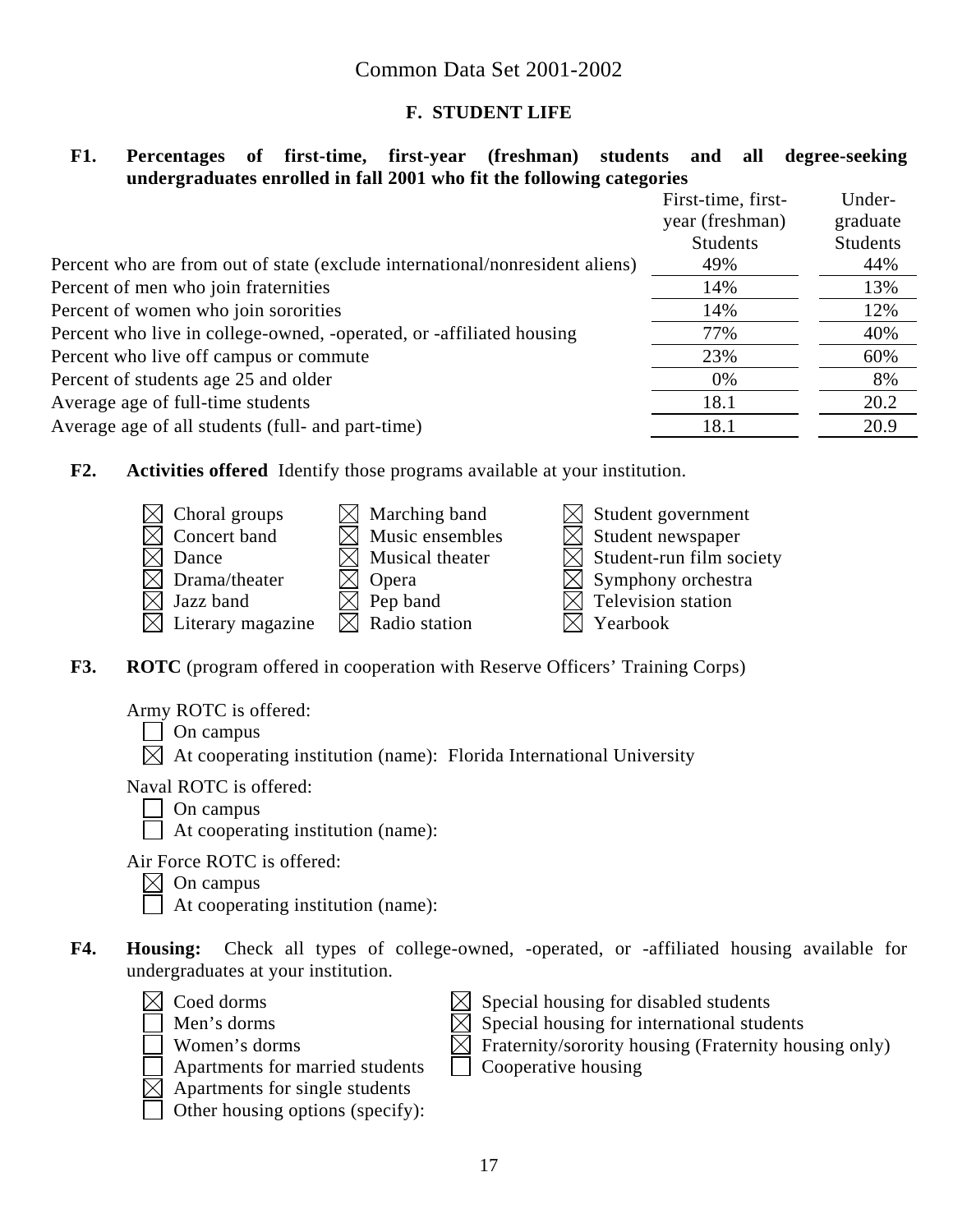Common Data Set 2001-2002

## F. STUDENT LIFE

**F1. Percentages of first-time, first-year (freshman) students and all degree-seeking undergraduates enrolled in fall 2001 who fit the following categories**

| | First-time, first-year (freshman) Students | Undergraduate Students |
|---|---|---|
| Percent who are from out of state (exclude international/nonresident aliens) | 49% | 44% |
| Percent of men who join fraternities | 14% | 13% |
| Percent of women who join sororities | 14% | 12% |
| Percent who live in college-owned, -operated, or -affiliated housing | 77% | 40% |
| Percent who live off campus or commute | 23% | 60% |
| Percent of students age 25 and older | 0% | 8% |
| Average age of full-time students | 18.1 | 20.2 |
| Average age of all students (full- and part-time) | 18.1 | 20.9 |

**F2. Activities offered** Identify those programs available at your institution.

- [x] Choral groups
- [x] Concert band
- [x] Dance
- [x] Drama/theater
- [x] Jazz band
- [x] Literary magazine
- [x] Marching band
- [x] Music ensembles
- [x] Musical theater
- [x] Opera
- [x] Pep band
- [x] Radio station
- [x] Student government
- [x] Student newspaper
- [x] Student-run film society
- [x] Symphony orchestra
- [x] Television station
- [x] Yearbook

**F3. ROTC** (program offered in cooperation with Reserve Officers' Training Corps)

Army ROTC is offered:
- [ ] On campus
- [x] At cooperating institution (name): Florida International University

Naval ROTC is offered:
- [ ] On campus
- [ ] At cooperating institution (name):

Air Force ROTC is offered:
- [x] On campus
- [ ] At cooperating institution (name):

**F4. Housing:** Check all types of college-owned, -operated, or -affiliated housing available for undergraduates at your institution.

- [x] Coed dorms
- [ ] Men's dorms
- [ ] Women's dorms
- [ ] Apartments for married students
- [x] Apartments for single students
- [ ] Other housing options (specify):
- [x] Special housing for disabled students
- [x] Special housing for international students
- [x] Fraternity/sorority housing (Fraternity housing only)
- [ ] Cooperative housing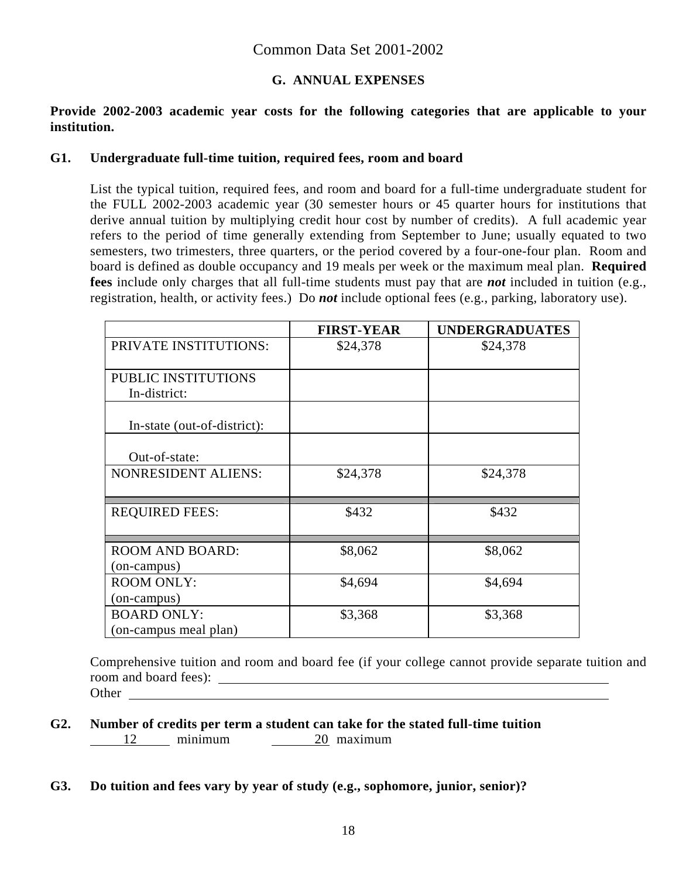Common Data Set 2001-2002

## G. ANNUAL EXPENSES

**Provide 2002-2003 academic year costs for the following categories that are applicable to your institution.**

**G1. Undergraduate full-time tuition, required fees, room and board**

List the typical tuition, required fees, and room and board for a full-time undergraduate student for the FULL 2002-2003 academic year (30 semester hours or 45 quarter hours for institutions that derive annual tuition by multiplying credit hour cost by number of credits). A full academic year refers to the period of time generally extending from September to June; usually equated to two semesters, two trimesters, three quarters, or the period covered by a four-one-four plan. Room and board is defined as double occupancy and 19 meals per week or the maximum meal plan. **Required fees** include only charges that all full-time students must pay that are ***not*** included in tuition (e.g., registration, health, or activity fees.) Do ***not*** include optional fees (e.g., parking, laboratory use).

| | FIRST-YEAR | UNDERGRADUATES |
|---|---|---|
| PRIVATE INSTITUTIONS: | $24,378 | $24,378 |
| PUBLIC INSTITUTIONS In-district: | | |
| In-state (out-of-district): | | |
| Out-of-state: | | |
| NONRESIDENT ALIENS: | $24,378 | $24,378 |
| REQUIRED FEES: | $432 | $432 |
| ROOM AND BOARD: (on-campus) | $8,062 | $8,062 |
| ROOM ONLY: (on-campus) | $4,694 | $4,694 |
| BOARD ONLY: (on-campus meal plan) | $3,368 | $3,368 |

Comprehensive tuition and room and board fee (if your college cannot provide separate tuition and room and board fees): ______________________

Other ______________________

**G2. Number of credits per term a student can take for the stated full-time tuition**

12 minimum 20 maximum

**G3. Do tuition and fees vary by year of study (e.g., sophomore, junior, senior)?**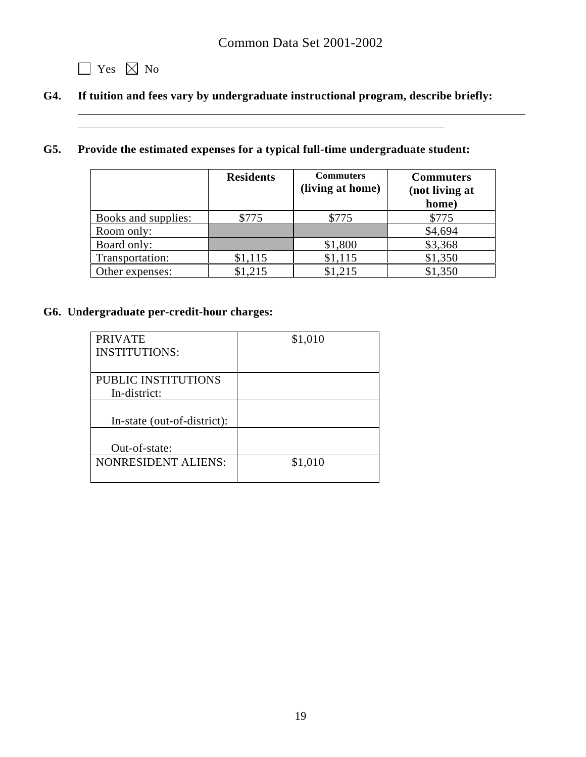☐ Yes ☒ No

**G4. If tuition and fees vary by undergraduate instructional program, describe briefly:**

**G5. Provide the estimated expenses for a typical full-time undergraduate student:**

| | Residents | Commuters (living at home) | Commuters (not living at home) |
|---|---|---|---|
| Books and supplies: | $775 | $775 | $775 |
| Room only: | | | $4,694 |
| Board only: | | $1,800 | $3,368 |
| Transportation: | $1,115 | $1,115 | $1,350 |
| Other expenses: | $1,215 | $1,215 | $1,350 |

**G6. Undergraduate per-credit-hour charges:**

| | |
|---|---|
| PRIVATE INSTITUTIONS: | $1,010 |
| PUBLIC INSTITUTIONS In-district: | |
| In-state (out-of-district): | |
| Out-of-state: | |
| NONRESIDENT ALIENS: | $1,010 |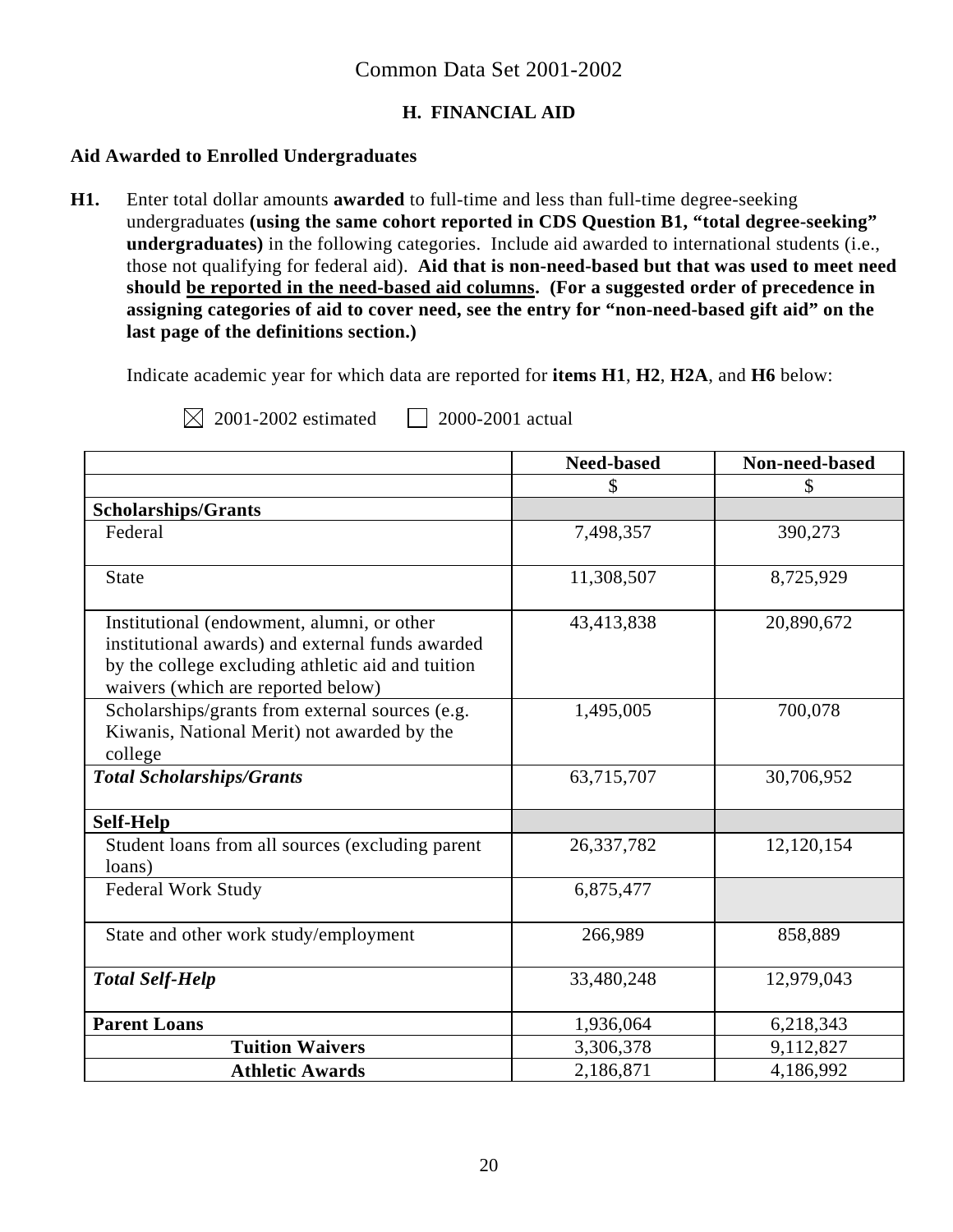# Common Data Set 2001-2002

## H. FINANCIAL AID

### Aid Awarded to Enrolled Undergraduates

**H1.** Enter total dollar amounts **awarded** to full-time and less than full-time degree-seeking undergraduates **(using the same cohort reported in CDS Question B1, "total degree-seeking" undergraduates)** in the following categories. Include aid awarded to international students (i.e., those not qualifying for federal aid). **Aid that is non-need-based but that was used to meet need should be reported in the need-based aid columns. (For a suggested order of precedence in assigning categories of aid to cover need, see the entry for "non-need-based gift aid" on the last page of the definitions section.)**

Indicate academic year for which data are reported for **items H1**, **H2**, **H2A**, and **H6** below:

☒ 2001-2002 estimated ☐ 2000-2001 actual

| | Need-based | Non-need-based |
|---|---|---|
| | $ | $ |
| **Scholarships/Grants** | | |
| Federal | 7,498,357 | 390,273 |
| State | 11,308,507 | 8,725,929 |
| Institutional (endowment, alumni, or other institutional awards) and external funds awarded by the college excluding athletic aid and tuition waivers (which are reported below) | 43,413,838 | 20,890,672 |
| Scholarships/grants from external sources (e.g. Kiwanis, National Merit) not awarded by the college | 1,495,005 | 700,078 |
| ***Total Scholarships/Grants*** | 63,715,707 | 30,706,952 |
| **Self-Help** | | |
| Student loans from all sources (excluding parent loans) | 26,337,782 | 12,120,154 |
| Federal Work Study | 6,875,477 | |
| State and other work study/employment | 266,989 | 858,889 |
| ***Total Self-Help*** | 33,480,248 | 12,979,043 |
| **Parent Loans** | 1,936,064 | 6,218,343 |
| **Tuition Waivers** | 3,306,378 | 9,112,827 |
| **Athletic Awards** | 2,186,871 | 4,186,992 |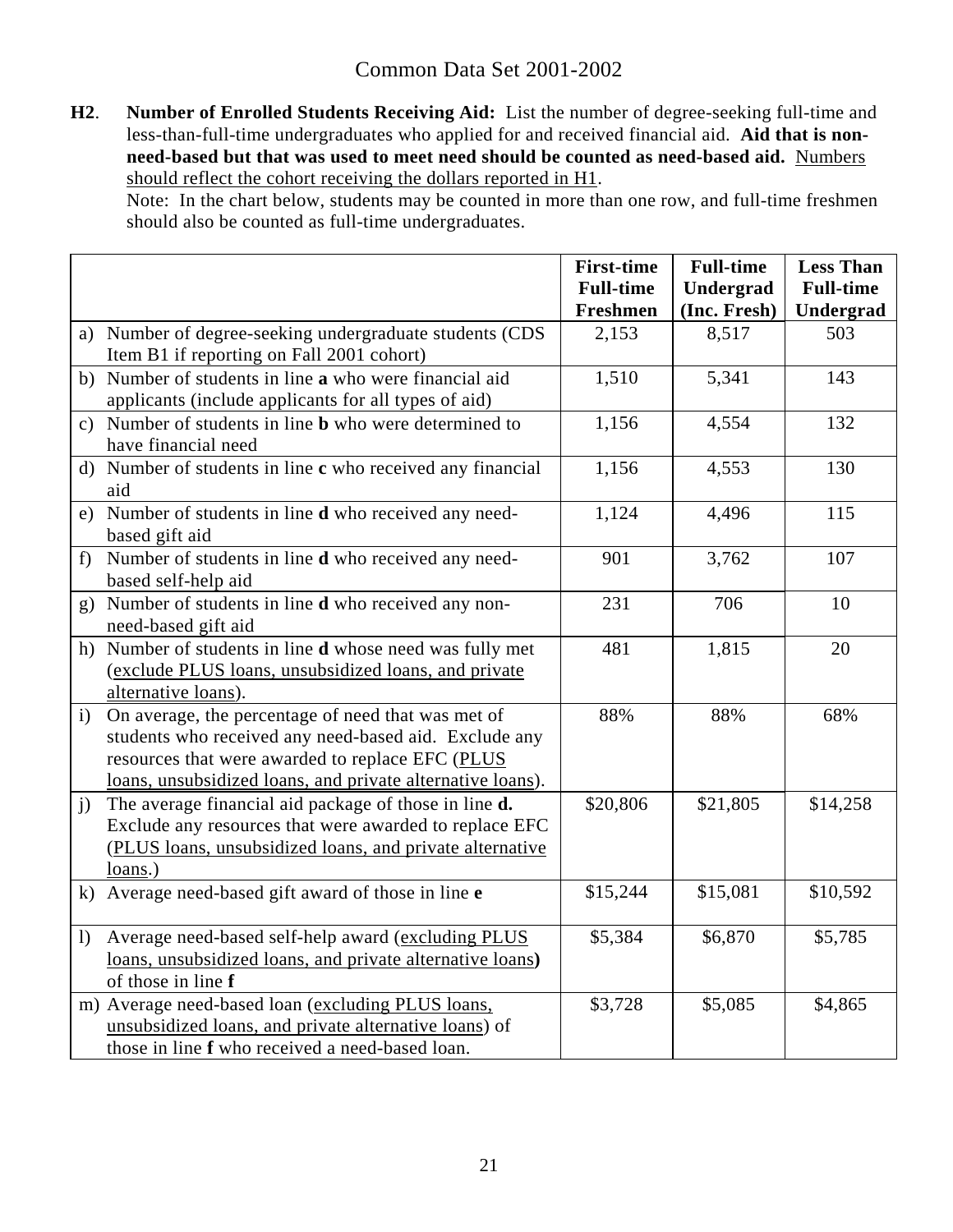# Common Data Set 2001-2002

**H2**. **Number of Enrolled Students Receiving Aid:** List the number of degree-seeking full-time and less-than-full-time undergraduates who applied for and received financial aid. **Aid that is non-need-based but that was used to meet need should be counted as need-based aid.** Numbers should reflect the cohort receiving the dollars reported in H1.

Note: In the chart below, students may be counted in more than one row, and full-time freshmen should also be counted as full-time undergraduates.

| | First-time Full-time Freshmen | Full-time Undergrad (Inc. Fresh) | Less Than Full-time Undergrad |
|---|---|---|---|
| a) Number of degree-seeking undergraduate students (CDS Item B1 if reporting on Fall 2001 cohort) | 2,153 | 8,517 | 503 |
| b) Number of students in line **a** who were financial aid applicants (include applicants for all types of aid) | 1,510 | 5,341 | 143 |
| c) Number of students in line **b** who were determined to have financial need | 1,156 | 4,554 | 132 |
| d) Number of students in line **c** who received any financial aid | 1,156 | 4,553 | 130 |
| e) Number of students in line **d** who received any need-based gift aid | 1,124 | 4,496 | 115 |
| f) Number of students in line **d** who received any need-based self-help aid | 901 | 3,762 | 107 |
| g) Number of students in line **d** who received any non-need-based gift aid | 231 | 706 | 10 |
| h) Number of students in line **d** whose need was fully met (exclude PLUS loans, unsubsidized loans, and private alternative loans). | 481 | 1,815 | 20 |
| i) On average, the percentage of need that was met of students who received any need-based aid. Exclude any resources that were awarded to replace EFC (PLUS loans, unsubsidized loans, and private alternative loans). | 88% | 88% | 68% |
| j) The average financial aid package of those in line **d.** Exclude any resources that were awarded to replace EFC (PLUS loans, unsubsidized loans, and private alternative loans.) | $20,806 | $21,805 | $14,258 |
| k) Average need-based gift award of those in line **e** | $15,244 | $15,081 | $10,592 |
| l) Average need-based self-help award (excluding PLUS loans, unsubsidized loans, and private alternative loans**)** of those in line **f** | $5,384 | $6,870 | $5,785 |
| m) Average need-based loan (excluding PLUS loans, unsubsidized loans, and private alternative loans) of those in line **f** who received a need-based loan. | $3,728 | $5,085 | $4,865 |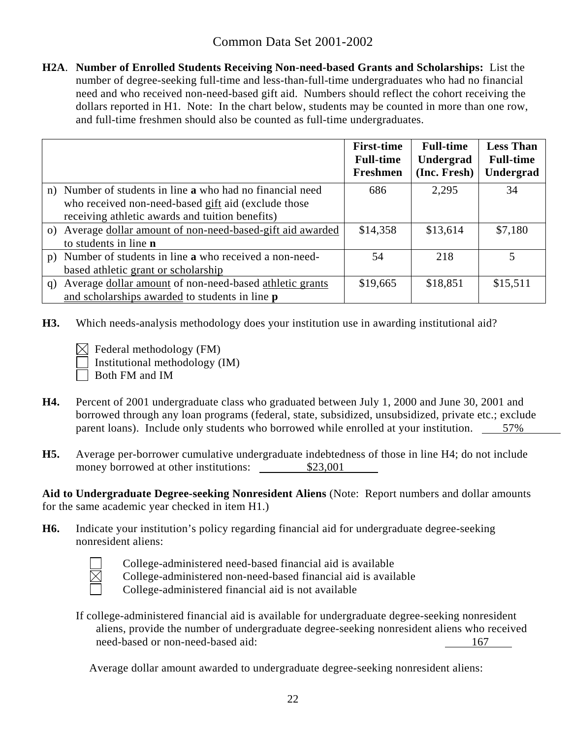**H2A**. **Number of Enrolled Students Receiving Non-need-based Grants and Scholarships:** List the number of degree-seeking full-time and less-than-full-time undergraduates who had no financial need and who received non-need-based gift aid. Numbers should reflect the cohort receiving the dollars reported in H1. Note: In the chart below, students may be counted in more than one row, and full-time freshmen should also be counted as full-time undergraduates.

| | First-time Full-time Freshmen | Full-time Undergrad (Inc. Fresh) | Less Than Full-time Undergrad |
|---|---|---|---|
| n) Number of students in line **a** who had no financial need who received non-need-based gift aid (exclude those receiving athletic awards and tuition benefits) | 686 | 2,295 | 34 |
| o) Average dollar amount of non-need-based-gift aid awarded to students in line **n** | $14,358 | $13,614 | $7,180 |
| p) Number of students in line **a** who received a non-need-based athletic grant or scholarship | 54 | 218 | 5 |
| q) Average dollar amount of non-need-based athletic grants and scholarships awarded to students in line **p** | $19,665 | $18,851 | $15,511 |

**H3.** Which needs-analysis methodology does your institution use in awarding institutional aid?

- [x] Federal methodology (FM)
- [ ] Institutional methodology (IM)
- [ ] Both FM and IM

**H4.** Percent of 2001 undergraduate class who graduated between July 1, 2000 and June 30, 2001 and borrowed through any loan programs (federal, state, subsidized, unsubsidized, private etc.; exclude parent loans). Include only students who borrowed while enrolled at your institution. 57%

**H5.** Average per-borrower cumulative undergraduate indebtedness of those in line H4; do not include money borrowed at other institutions: $23,001

**Aid to Undergraduate Degree-seeking Nonresident Aliens** (Note: Report numbers and dollar amounts for the same academic year checked in item H1.)

**H6.** Indicate your institution's policy regarding financial aid for undergraduate degree-seeking nonresident aliens:

- [ ] College-administered need-based financial aid is available
- [x] College-administered non-need-based financial aid is available
- [ ] College-administered financial aid is not available

If college-administered financial aid is available for undergraduate degree-seeking nonresident aliens, provide the number of undergraduate degree-seeking nonresident aliens who received need-based or non-need-based aid: 167

Average dollar amount awarded to undergraduate degree-seeking nonresident aliens: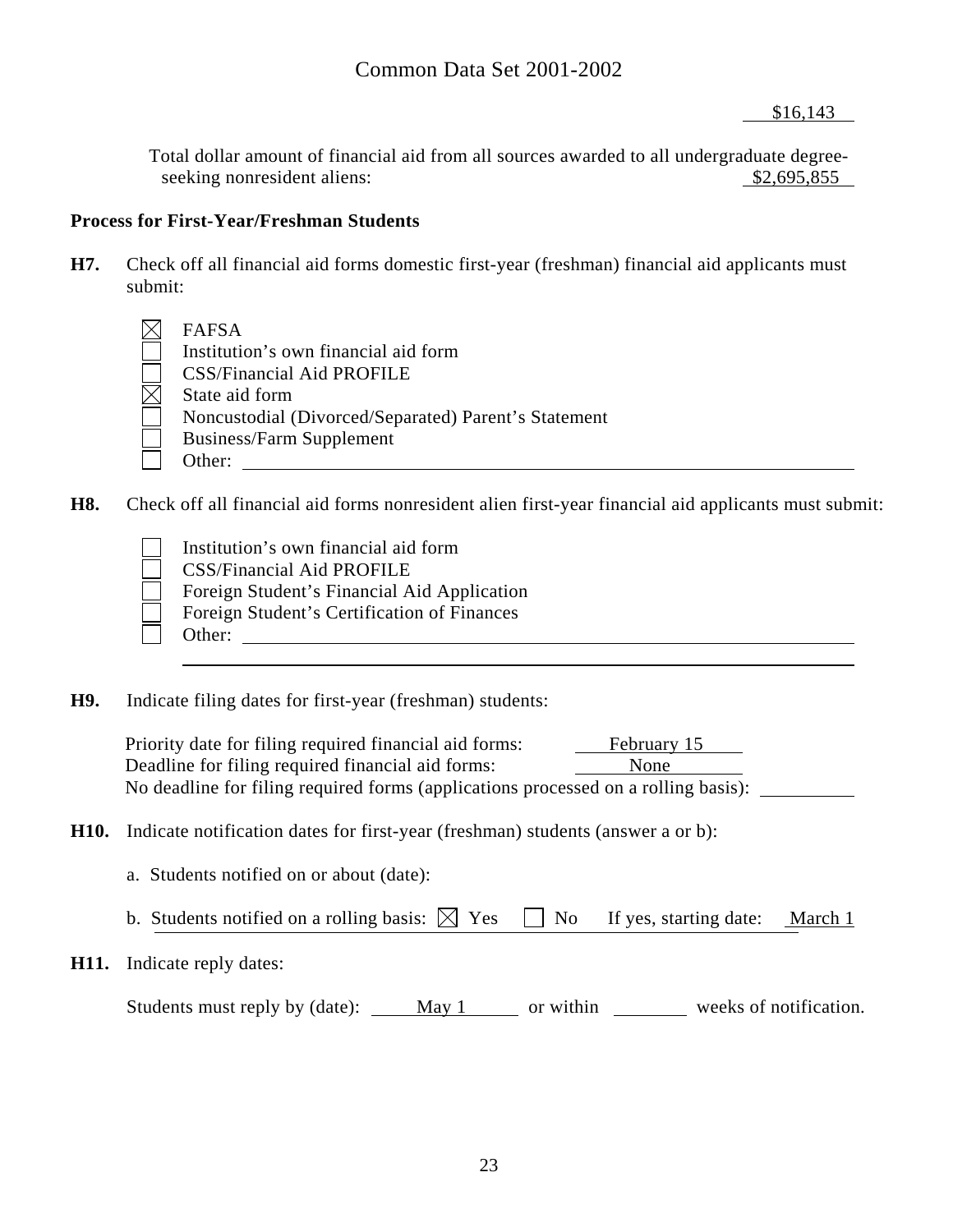$16,143

Total dollar amount of financial aid from all sources awarded to all undergraduate degree-seeking nonresident aliens: $2,695,855

**Process for First-Year/Freshman Students**

**H7.** Check off all financial aid forms domestic first-year (freshman) financial aid applicants must submit:

- [x] FAFSA
- [ ] Institution's own financial aid form
- [ ] CSS/Financial Aid PROFILE
- [x] State aid form
- [ ] Noncustodial (Divorced/Separated) Parent's Statement
- [ ] Business/Farm Supplement
- [ ] Other: ______

**H8.** Check off all financial aid forms nonresident alien first-year financial aid applicants must submit:

- [ ] Institution's own financial aid form
- [ ] CSS/Financial Aid PROFILE
- [ ] Foreign Student's Financial Aid Application
- [ ] Foreign Student's Certification of Finances
- [ ] Other: ______

**H9.** Indicate filing dates for first-year (freshman) students:

Priority date for filing required financial aid forms: February 15
Deadline for filing required financial aid forms: None
No deadline for filing required forms (applications processed on a rolling basis): ______

**H10.** Indicate notification dates for first-year (freshman) students (answer a or b):

a. Students notified on or about (date):

b. Students notified on a rolling basis: [x] Yes [ ] No If yes, starting date: March 1

**H11.** Indicate reply dates:

Students must reply by (date): May 1 or within ______ weeks of notification.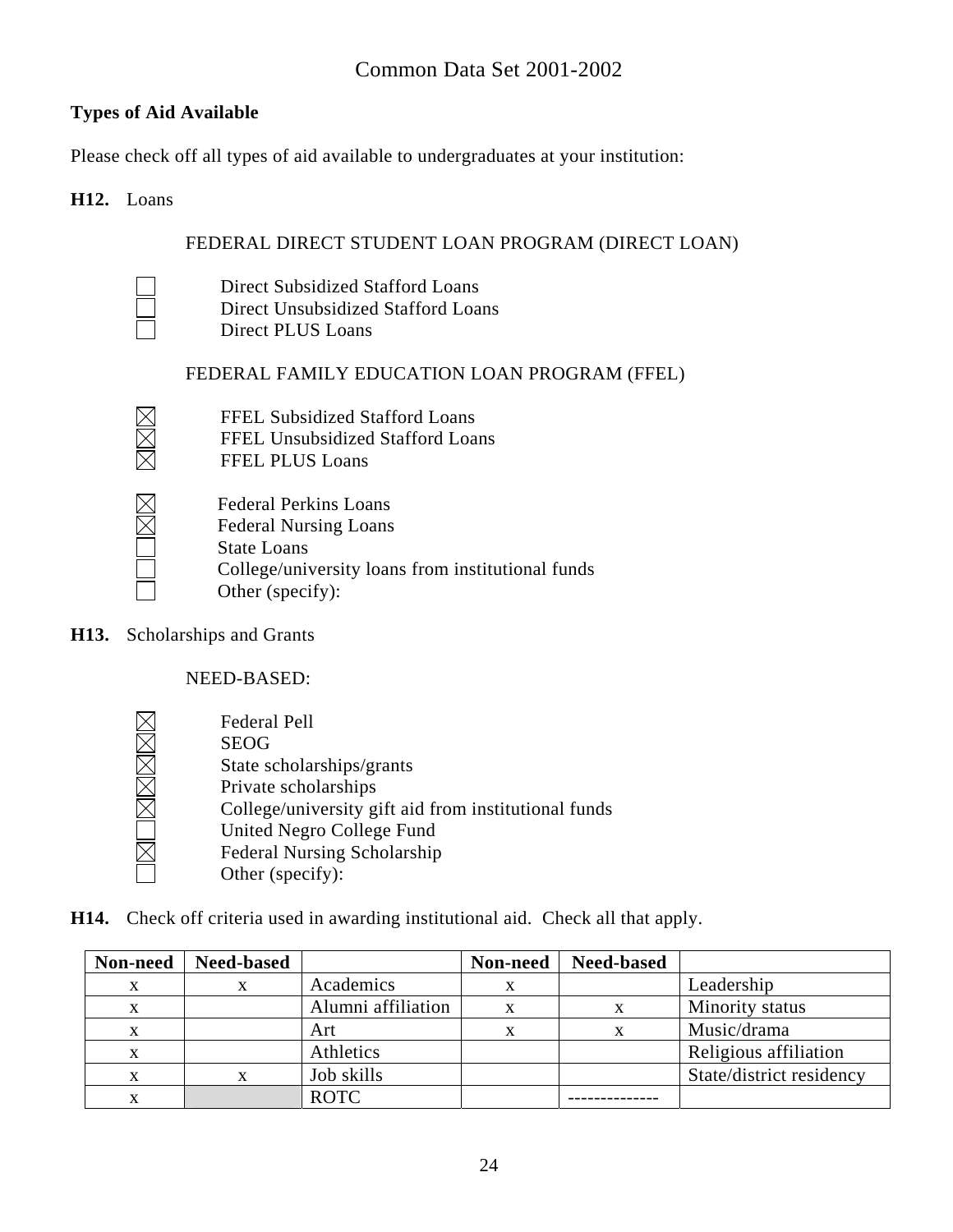Common Data Set 2001-2002

**Types of Aid Available**

Please check off all types of aid available to undergraduates at your institution:

**H12.** Loans

FEDERAL DIRECT STUDENT LOAN PROGRAM (DIRECT LOAN)

- ☐ Direct Subsidized Stafford Loans
- ☐ Direct Unsubsidized Stafford Loans
- ☐ Direct PLUS Loans

FEDERAL FAMILY EDUCATION LOAN PROGRAM (FFEL)

- ☒ FFEL Subsidized Stafford Loans
- ☒ FFEL Unsubsidized Stafford Loans
- ☒ FFEL PLUS Loans

- ☒ Federal Perkins Loans
- ☒ Federal Nursing Loans
- ☐ State Loans
- ☐ College/university loans from institutional funds
- ☐ Other (specify):

**H13.** Scholarships and Grants

NEED-BASED:

- ☒ Federal Pell
- ☒ SEOG
- ☒ State scholarships/grants
- ☒ Private scholarships
- ☒ College/university gift aid from institutional funds
- ☐ United Negro College Fund
- ☒ Federal Nursing Scholarship
- ☐ Other (specify):

**H14.** Check off criteria used in awarding institutional aid. Check all that apply.

| Non-need | Need-based | | Non-need | Need-based | |
|---|---|---|---|---|---|
| x | x | Academics | x | | Leadership |
| x | | Alumni affiliation | x | x | Minority status |
| x | | Art | x | x | Music/drama |
| x | | Athletics | | | Religious affiliation |
| x | x | Job skills | | | State/district residency |
| x | | ROTC | | -------------- | |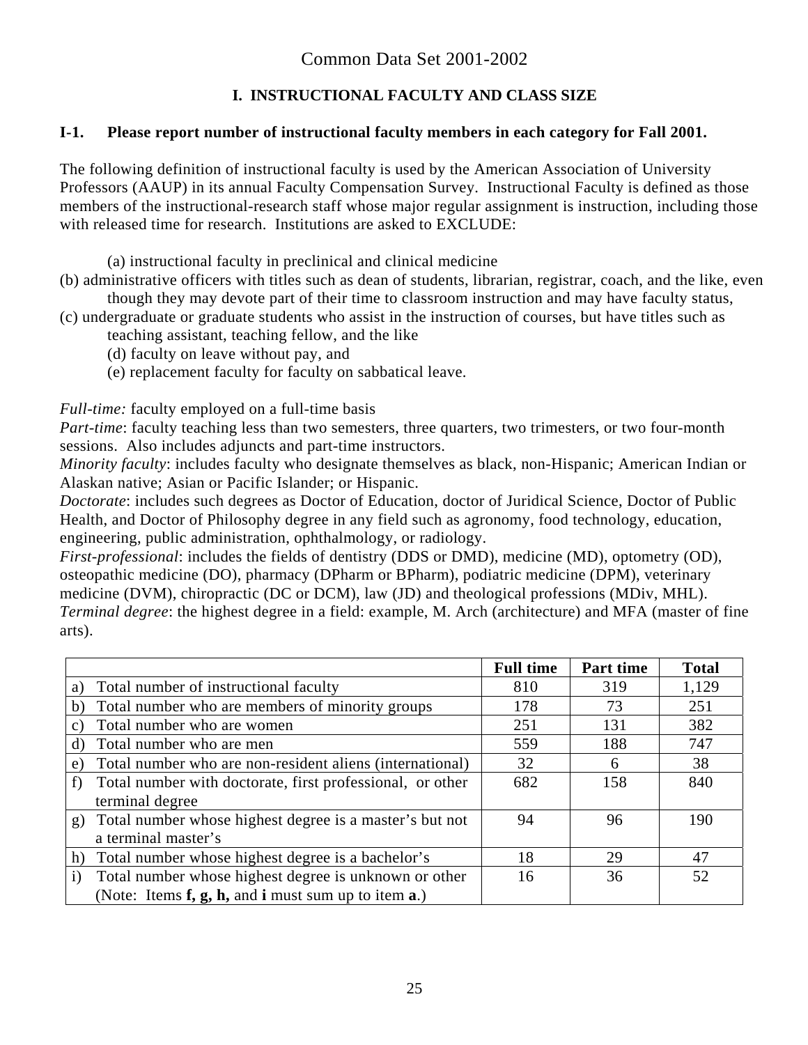# Common Data Set 2001-2002

## I. INSTRUCTIONAL FACULTY AND CLASS SIZE

**I-1. Please report number of instructional faculty members in each category for Fall 2001.**

The following definition of instructional faculty is used by the American Association of University Professors (AAUP) in its annual Faculty Compensation Survey. Instructional Faculty is defined as those members of the instructional-research staff whose major regular assignment is instruction, including those with released time for research. Institutions are asked to EXCLUDE:

(a) instructional faculty in preclinical and clinical medicine
(b) administrative officers with titles such as dean of students, librarian, registrar, coach, and the like, even though they may devote part of their time to classroom instruction and may have faculty status,
(c) undergraduate or graduate students who assist in the instruction of courses, but have titles such as teaching assistant, teaching fellow, and the like
(d) faculty on leave without pay, and
(e) replacement faculty for faculty on sabbatical leave.

*Full-time:* faculty employed on a full-time basis
*Part-time*: faculty teaching less than two semesters, three quarters, two trimesters, or two four-month sessions. Also includes adjuncts and part-time instructors.
*Minority faculty*: includes faculty who designate themselves as black, non-Hispanic; American Indian or Alaskan native; Asian or Pacific Islander; or Hispanic.
*Doctorate*: includes such degrees as Doctor of Education, doctor of Juridical Science, Doctor of Public Health, and Doctor of Philosophy degree in any field such as agronomy, food technology, education, engineering, public administration, ophthalmology, or radiology.
*First-professional*: includes the fields of dentistry (DDS or DMD), medicine (MD), optometry (OD), osteopathic medicine (DO), pharmacy (DPharm or BPharm), podiatric medicine (DPM), veterinary medicine (DVM), chiropractic (DC or DCM), law (JD) and theological professions (MDiv, MHL).
*Terminal degree*: the highest degree in a field: example, M. Arch (architecture) and MFA (master of fine arts).

| | **Full time** | **Part time** | **Total** |
|---|---|---|---|
| a) Total number of instructional faculty | 810 | 319 | 1,129 |
| b) Total number who are members of minority groups | 178 | 73 | 251 |
| c) Total number who are women | 251 | 131 | 382 |
| d) Total number who are men | 559 | 188 | 747 |
| e) Total number who are non-resident aliens (international) | 32 | 6 | 38 |
| f) Total number with doctorate, first professional, or other terminal degree | 682 | 158 | 840 |
| g) Total number whose highest degree is a master's but not a terminal master's | 94 | 96 | 190 |
| h) Total number whose highest degree is a bachelor's | 18 | 29 | 47 |
| i) Total number whose highest degree is unknown or other (Note: Items **f, g, h,** and **i** must sum up to item **a**.) | 16 | 36 | 52 |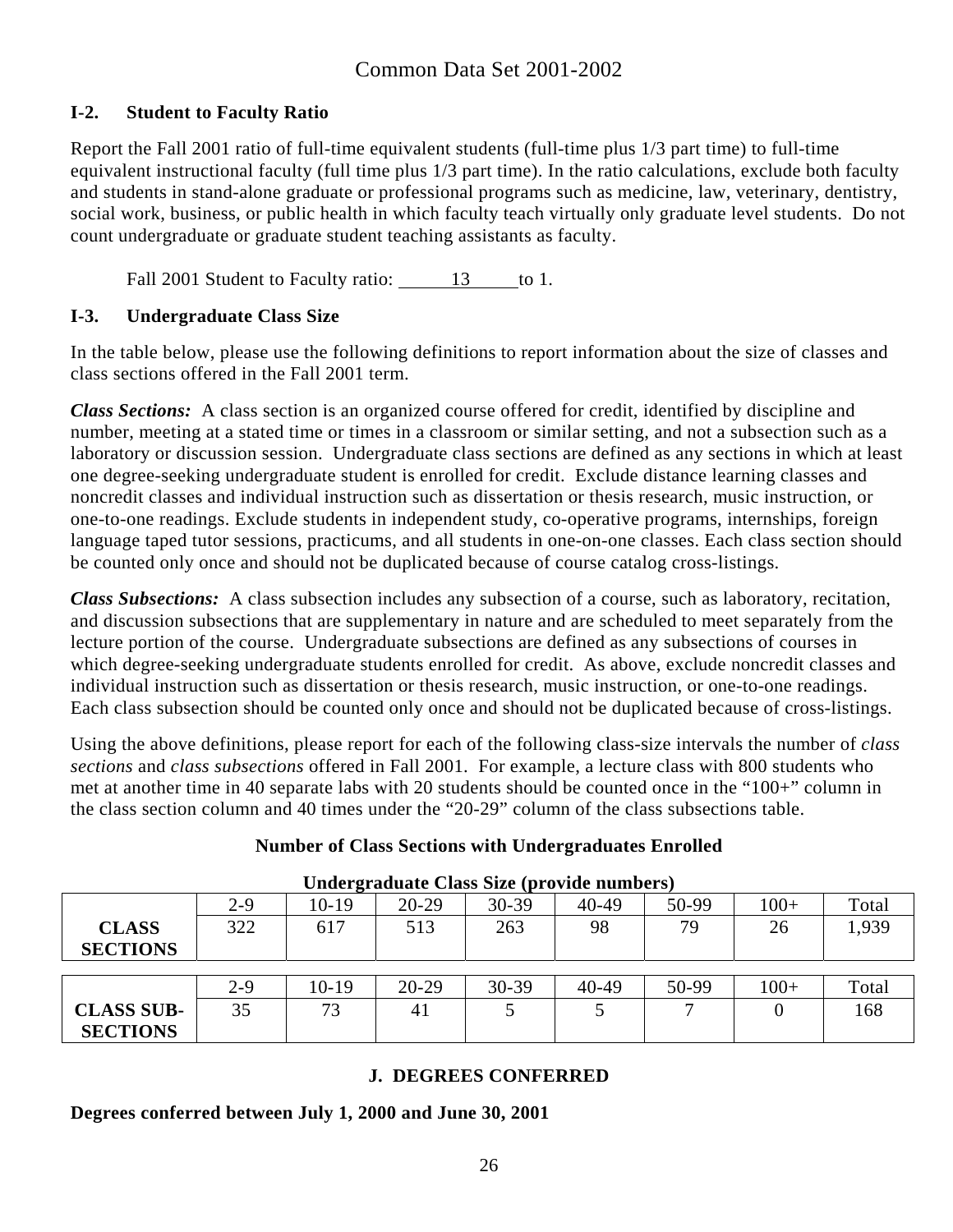## I-2. Student to Faculty Ratio

Report the Fall 2001 ratio of full-time equivalent students (full-time plus 1/3 part time) to full-time equivalent instructional faculty (full time plus 1/3 part time). In the ratio calculations, exclude both faculty and students in stand-alone graduate or professional programs such as medicine, law, veterinary, dentistry, social work, business, or public health in which faculty teach virtually only graduate level students. Do not count undergraduate or graduate student teaching assistants as faculty.

Fall 2001 Student to Faculty ratio: 13 to 1.

## I-3. Undergraduate Class Size

In the table below, please use the following definitions to report information about the size of classes and class sections offered in the Fall 2001 term.

***Class Sections:*** A class section is an organized course offered for credit, identified by discipline and number, meeting at a stated time or times in a classroom or similar setting, and not a subsection such as a laboratory or discussion session. Undergraduate class sections are defined as any sections in which at least one degree-seeking undergraduate student is enrolled for credit. Exclude distance learning classes and noncredit classes and individual instruction such as dissertation or thesis research, music instruction, or one-to-one readings. Exclude students in independent study, co-operative programs, internships, foreign language taped tutor sessions, practicums, and all students in one-on-one classes. Each class section should be counted only once and should not be duplicated because of course catalog cross-listings.

***Class Subsections:*** A class subsection includes any subsection of a course, such as laboratory, recitation, and discussion subsections that are supplementary in nature and are scheduled to meet separately from the lecture portion of the course. Undergraduate subsections are defined as any subsections of courses in which degree-seeking undergraduate students enrolled for credit. As above, exclude noncredit classes and individual instruction such as dissertation or thesis research, music instruction, or one-to-one readings. Each class subsection should be counted only once and should not be duplicated because of cross-listings.

Using the above definitions, please report for each of the following class-size intervals the number of *class sections* and *class subsections* offered in Fall 2001. For example, a lecture class with 800 students who met at another time in 40 separate labs with 20 students should be counted once in the "100+" column in the class section column and 40 times under the "20-29" column of the class subsections table.

**Number of Class Sections with Undergraduates Enrolled**

**Undergraduate Class Size (provide numbers)**

| | 2-9 | 10-19 | 20-29 | 30-39 | 40-49 | 50-99 | 100+ | Total |
|---|---|---|---|---|---|---|---|---|
| **CLASS SECTIONS** | 322 | 617 | 513 | 263 | 98 | 79 | 26 | 1,939 |

| | 2-9 | 10-19 | 20-29 | 30-39 | 40-49 | 50-99 | 100+ | Total |
|---|---|---|---|---|---|---|---|---|
| **CLASS SUB-SECTIONS** | 35 | 73 | 41 | 5 | 5 | 7 | 0 | 168 |

## J. DEGREES CONFERRED

**Degrees conferred between July 1, 2000 and June 30, 2001**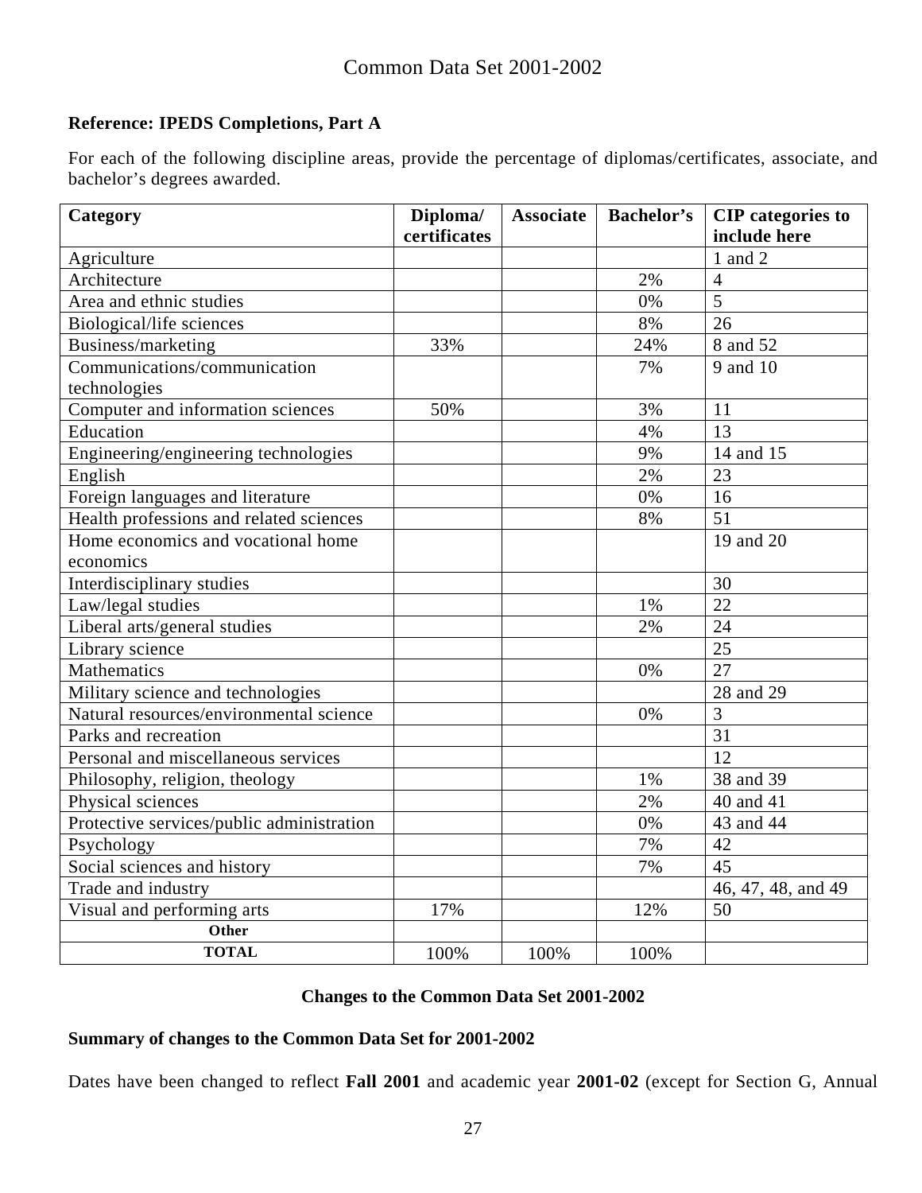Common Data Set 2001-2002

**Reference: IPEDS Completions, Part A**

For each of the following discipline areas, provide the percentage of diplomas/certificates, associate, and bachelor's degrees awarded.

| Category | Diploma/ certificates | Associate | Bachelor's | CIP categories to include here |
|---|---|---|---|---|
| Agriculture | | | | 1 and 2 |
| Architecture | | | 2% | 4 |
| Area and ethnic studies | | | 0% | 5 |
| Biological/life sciences | | | 8% | 26 |
| Business/marketing | 33% | | 24% | 8 and 52 |
| Communications/communication technologies | | | 7% | 9 and 10 |
| Computer and information sciences | 50% | | 3% | 11 |
| Education | | | 4% | 13 |
| Engineering/engineering technologies | | | 9% | 14 and 15 |
| English | | | 2% | 23 |
| Foreign languages and literature | | | 0% | 16 |
| Health professions and related sciences | | | 8% | 51 |
| Home economics and vocational home economics | | | | 19 and 20 |
| Interdisciplinary studies | | | | 30 |
| Law/legal studies | | | 1% | 22 |
| Liberal arts/general studies | | | 2% | 24 |
| Library science | | | | 25 |
| Mathematics | | | 0% | 27 |
| Military science and technologies | | | | 28 and 29 |
| Natural resources/environmental science | | | 0% | 3 |
| Parks and recreation | | | | 31 |
| Personal and miscellaneous services | | | | 12 |
| Philosophy, religion, theology | | | 1% | 38 and 39 |
| Physical sciences | | | 2% | 40 and 41 |
| Protective services/public administration | | | 0% | 43 and 44 |
| Psychology | | | 7% | 42 |
| Social sciences and history | | | 7% | 45 |
| Trade and industry | | | | 46, 47, 48, and 49 |
| Visual and performing arts | 17% | | 12% | 50 |
| **Other** | | | | |
| **TOTAL** | 100% | 100% | 100% | |

## Changes to the Common Data Set 2001-2002

### Summary of changes to the Common Data Set for 2001-2002

Dates have been changed to reflect **Fall 2001** and academic year **2001-02** (except for Section G, Annual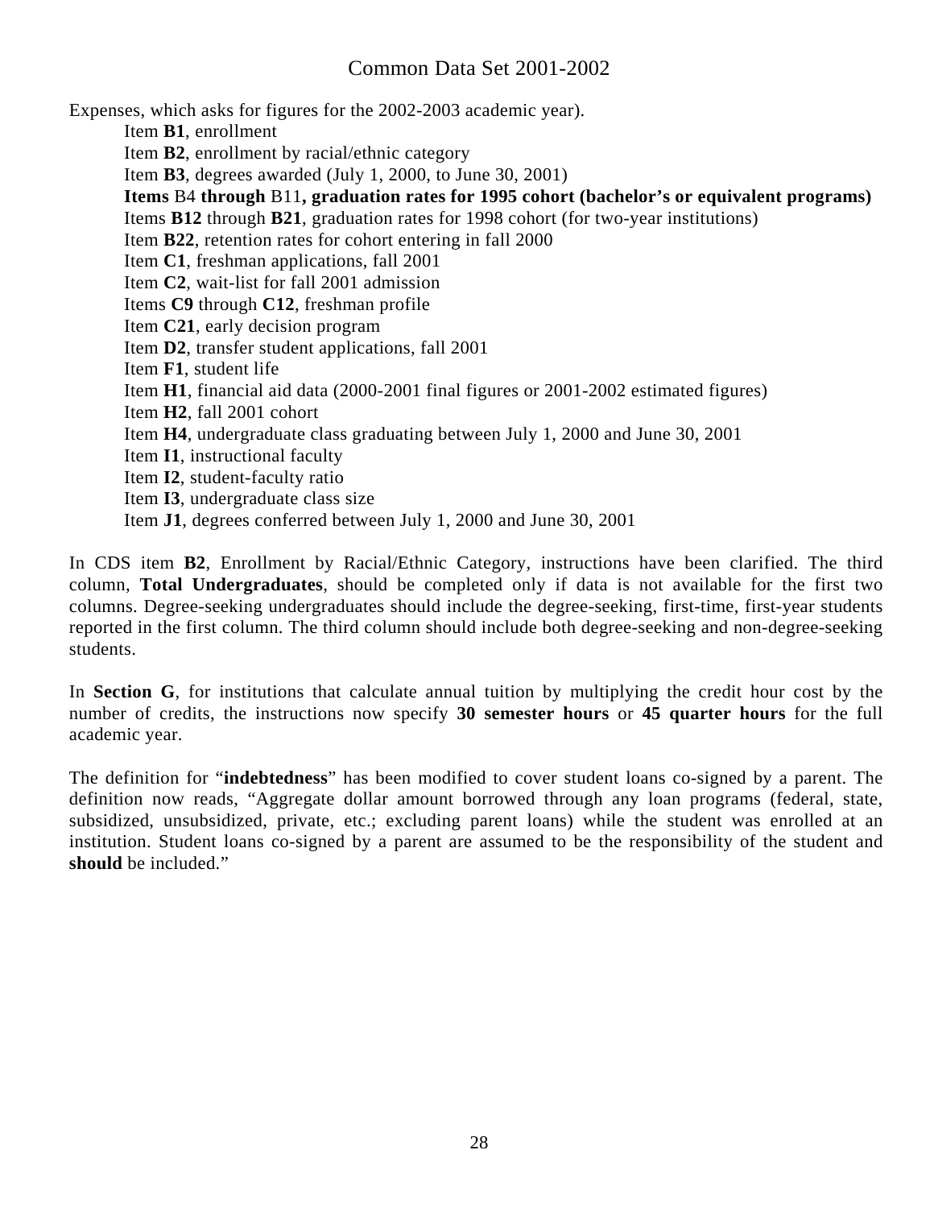Expenses, which asks for figures for the 2002-2003 academic year).

- Item **B1**, enrollment
- Item **B2**, enrollment by racial/ethnic category
- Item **B3**, degrees awarded (July 1, 2000, to June 30, 2001)
- **Items** B4 **through** B11**, graduation rates for 1995 cohort (bachelor's or equivalent programs)**
- Items **B12** through **B21**, graduation rates for 1998 cohort (for two-year institutions)
- Item **B22**, retention rates for cohort entering in fall 2000
- Item **C1**, freshman applications, fall 2001
- Item **C2**, wait-list for fall 2001 admission
- Items **C9** through **C12**, freshman profile
- Item **C21**, early decision program
- Item **D2**, transfer student applications, fall 2001
- Item **F1**, student life
- Item **H1**, financial aid data (2000-2001 final figures or 2001-2002 estimated figures)
- Item **H2**, fall 2001 cohort
- Item **H4**, undergraduate class graduating between July 1, 2000 and June 30, 2001
- Item **I1**, instructional faculty
- Item **I2**, student-faculty ratio
- Item **I3**, undergraduate class size
- Item **J1**, degrees conferred between July 1, 2000 and June 30, 2001

In CDS item **B2**, Enrollment by Racial/Ethnic Category, instructions have been clarified. The third column, **Total Undergraduates**, should be completed only if data is not available for the first two columns. Degree-seeking undergraduates should include the degree-seeking, first-time, first-year students reported in the first column. The third column should include both degree-seeking and non-degree-seeking students.

In **Section G**, for institutions that calculate annual tuition by multiplying the credit hour cost by the number of credits, the instructions now specify **30 semester hours** or **45 quarter hours** for the full academic year.

The definition for "**indebtedness**" has been modified to cover student loans co-signed by a parent. The definition now reads, "Aggregate dollar amount borrowed through any loan programs (federal, state, subsidized, unsubsidized, private, etc.; excluding parent loans) while the student was enrolled at an institution. Student loans co-signed by a parent are assumed to be the responsibility of the student and **should** be included."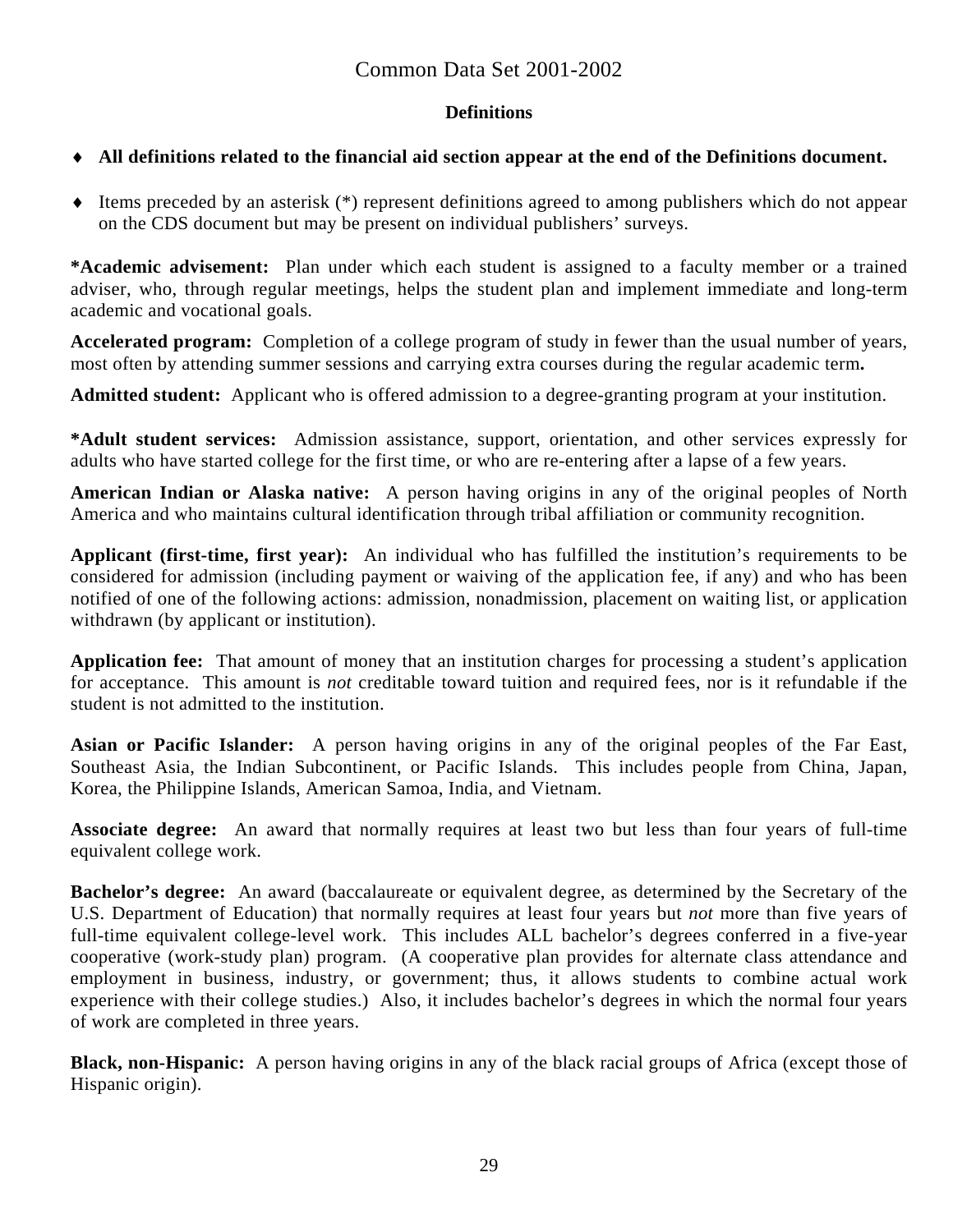# Common Data Set 2001-2002

## Definitions

- **All definitions related to the financial aid section appear at the end of the Definitions document.**
- Items preceded by an asterisk (*) represent definitions agreed to among publishers which do not appear on the CDS document but may be present on individual publishers' surveys.

**\*Academic advisement:** Plan under which each student is assigned to a faculty member or a trained adviser, who, through regular meetings, helps the student plan and implement immediate and long-term academic and vocational goals.

**Accelerated program:** Completion of a college program of study in fewer than the usual number of years, most often by attending summer sessions and carrying extra courses during the regular academic term**.**

**Admitted student:** Applicant who is offered admission to a degree-granting program at your institution.

**\*Adult student services:** Admission assistance, support, orientation, and other services expressly for adults who have started college for the first time, or who are re-entering after a lapse of a few years.

**American Indian or Alaska native:** A person having origins in any of the original peoples of North America and who maintains cultural identification through tribal affiliation or community recognition.

**Applicant (first-time, first year):** An individual who has fulfilled the institution's requirements to be considered for admission (including payment or waiving of the application fee, if any) and who has been notified of one of the following actions: admission, nonadmission, placement on waiting list, or application withdrawn (by applicant or institution).

**Application fee:** That amount of money that an institution charges for processing a student's application for acceptance. This amount is *not* creditable toward tuition and required fees, nor is it refundable if the student is not admitted to the institution.

**Asian or Pacific Islander:** A person having origins in any of the original peoples of the Far East, Southeast Asia, the Indian Subcontinent, or Pacific Islands. This includes people from China, Japan, Korea, the Philippine Islands, American Samoa, India, and Vietnam.

**Associate degree:** An award that normally requires at least two but less than four years of full-time equivalent college work.

**Bachelor's degree:** An award (baccalaureate or equivalent degree, as determined by the Secretary of the U.S. Department of Education) that normally requires at least four years but *not* more than five years of full-time equivalent college-level work. This includes ALL bachelor's degrees conferred in a five-year cooperative (work-study plan) program. (A cooperative plan provides for alternate class attendance and employment in business, industry, or government; thus, it allows students to combine actual work experience with their college studies.) Also, it includes bachelor's degrees in which the normal four years of work are completed in three years.

**Black, non-Hispanic:** A person having origins in any of the black racial groups of Africa (except those of Hispanic origin).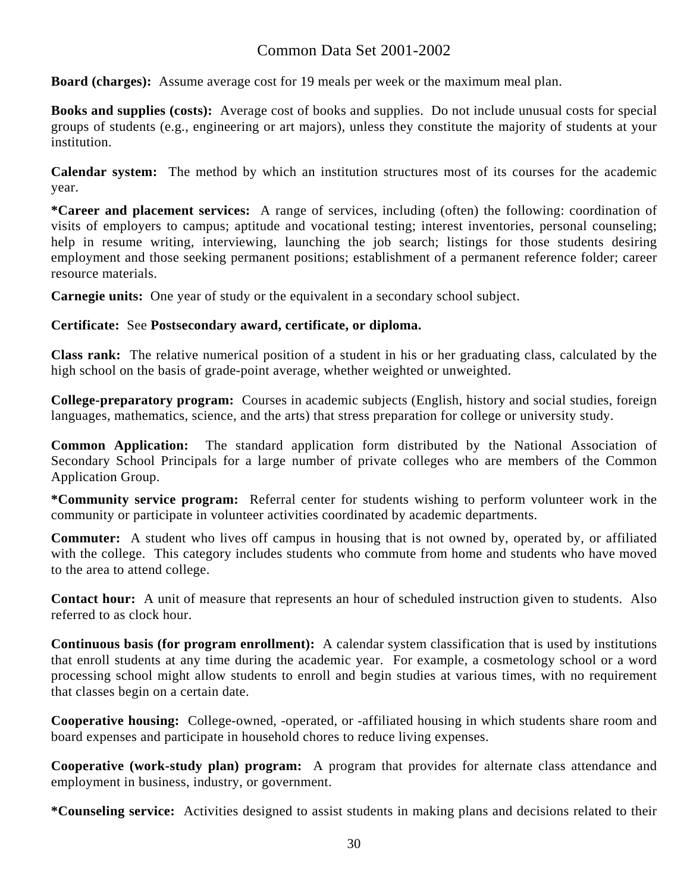**Board (charges):** Assume average cost for 19 meals per week or the maximum meal plan.

**Books and supplies (costs):** Average cost of books and supplies. Do not include unusual costs for special groups of students (e.g., engineering or art majors), unless they constitute the majority of students at your institution.

**Calendar system:** The method by which an institution structures most of its courses for the academic year.

***Career and placement services:** A range of services, including (often) the following: coordination of visits of employers to campus; aptitude and vocational testing; interest inventories, personal counseling; help in resume writing, interviewing, launching the job search; listings for those students desiring employment and those seeking permanent positions; establishment of a permanent reference folder; career resource materials.

**Carnegie units:** One year of study or the equivalent in a secondary school subject.

**Certificate:** See **Postsecondary award, certificate, or diploma.**

**Class rank:** The relative numerical position of a student in his or her graduating class, calculated by the high school on the basis of grade-point average, whether weighted or unweighted.

**College-preparatory program:** Courses in academic subjects (English, history and social studies, foreign languages, mathematics, science, and the arts) that stress preparation for college or university study.

**Common Application:** The standard application form distributed by the National Association of Secondary School Principals for a large number of private colleges who are members of the Common Application Group.

***Community service program:** Referral center for students wishing to perform volunteer work in the community or participate in volunteer activities coordinated by academic departments.

**Commuter:** A student who lives off campus in housing that is not owned by, operated by, or affiliated with the college. This category includes students who commute from home and students who have moved to the area to attend college.

**Contact hour:** A unit of measure that represents an hour of scheduled instruction given to students. Also referred to as clock hour.

**Continuous basis (for program enrollment):** A calendar system classification that is used by institutions that enroll students at any time during the academic year. For example, a cosmetology school or a word processing school might allow students to enroll and begin studies at various times, with no requirement that classes begin on a certain date.

**Cooperative housing:** College-owned, -operated, or -affiliated housing in which students share room and board expenses and participate in household chores to reduce living expenses.

**Cooperative (work-study plan) program:** A program that provides for alternate class attendance and employment in business, industry, or government.

***Counseling service:** Activities designed to assist students in making plans and decisions related to their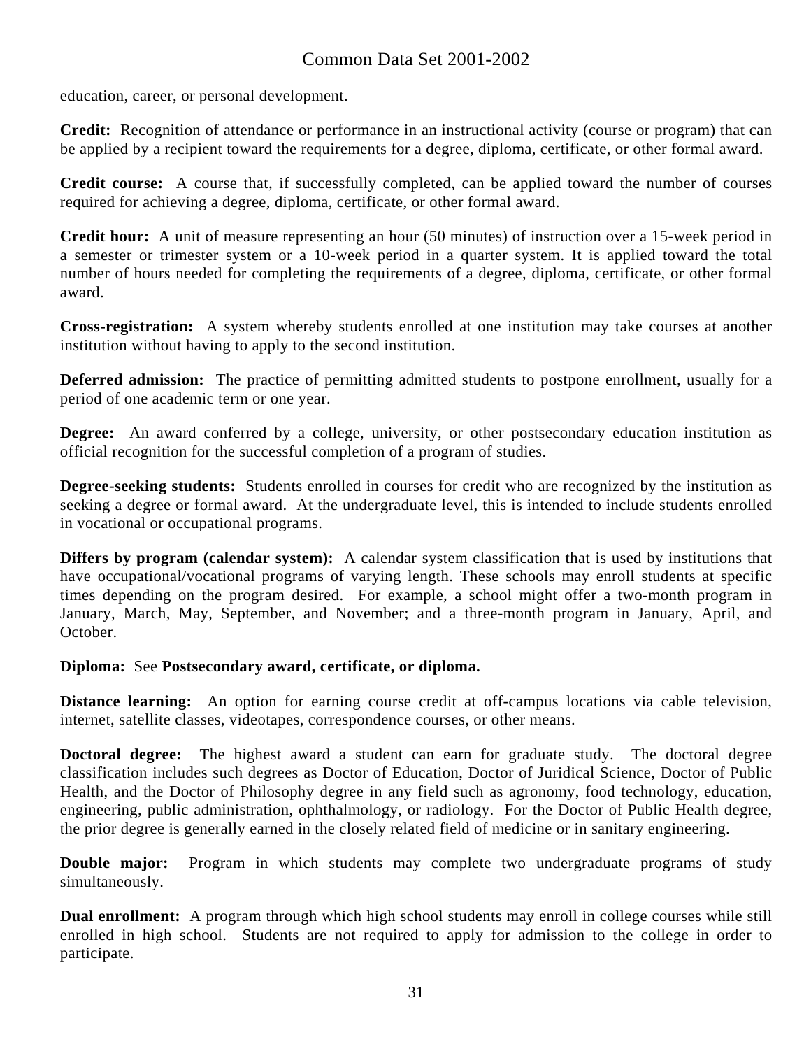education, career, or personal development.

**Credit:** Recognition of attendance or performance in an instructional activity (course or program) that can be applied by a recipient toward the requirements for a degree, diploma, certificate, or other formal award.

**Credit course:** A course that, if successfully completed, can be applied toward the number of courses required for achieving a degree, diploma, certificate, or other formal award.

**Credit hour:** A unit of measure representing an hour (50 minutes) of instruction over a 15-week period in a semester or trimester system or a 10-week period in a quarter system. It is applied toward the total number of hours needed for completing the requirements of a degree, diploma, certificate, or other formal award.

**Cross-registration:** A system whereby students enrolled at one institution may take courses at another institution without having to apply to the second institution.

**Deferred admission:** The practice of permitting admitted students to postpone enrollment, usually for a period of one academic term or one year.

**Degree:** An award conferred by a college, university, or other postsecondary education institution as official recognition for the successful completion of a program of studies.

**Degree-seeking students:** Students enrolled in courses for credit who are recognized by the institution as seeking a degree or formal award. At the undergraduate level, this is intended to include students enrolled in vocational or occupational programs.

**Differs by program (calendar system):** A calendar system classification that is used by institutions that have occupational/vocational programs of varying length. These schools may enroll students at specific times depending on the program desired. For example, a school might offer a two-month program in January, March, May, September, and November; and a three-month program in January, April, and October.

**Diploma:** See **Postsecondary award, certificate, or diploma.**

**Distance learning:** An option for earning course credit at off-campus locations via cable television, internet, satellite classes, videotapes, correspondence courses, or other means.

**Doctoral degree:** The highest award a student can earn for graduate study. The doctoral degree classification includes such degrees as Doctor of Education, Doctor of Juridical Science, Doctor of Public Health, and the Doctor of Philosophy degree in any field such as agronomy, food technology, education, engineering, public administration, ophthalmology, or radiology. For the Doctor of Public Health degree, the prior degree is generally earned in the closely related field of medicine or in sanitary engineering.

**Double major:** Program in which students may complete two undergraduate programs of study simultaneously.

**Dual enrollment:** A program through which high school students may enroll in college courses while still enrolled in high school. Students are not required to apply for admission to the college in order to participate.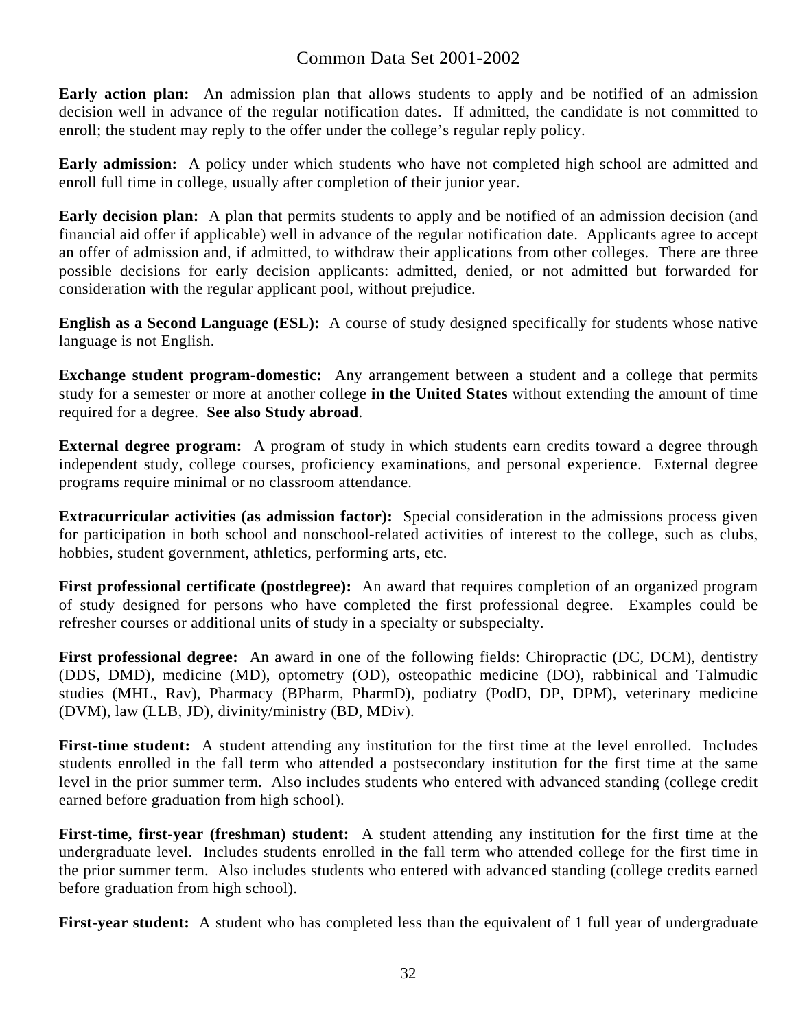**Early action plan:** An admission plan that allows students to apply and be notified of an admission decision well in advance of the regular notification dates. If admitted, the candidate is not committed to enroll; the student may reply to the offer under the college's regular reply policy.

**Early admission:** A policy under which students who have not completed high school are admitted and enroll full time in college, usually after completion of their junior year.

**Early decision plan:** A plan that permits students to apply and be notified of an admission decision (and financial aid offer if applicable) well in advance of the regular notification date. Applicants agree to accept an offer of admission and, if admitted, to withdraw their applications from other colleges. There are three possible decisions for early decision applicants: admitted, denied, or not admitted but forwarded for consideration with the regular applicant pool, without prejudice.

**English as a Second Language (ESL):** A course of study designed specifically for students whose native language is not English.

**Exchange student program-domestic:** Any arrangement between a student and a college that permits study for a semester or more at another college **in the United States** without extending the amount of time required for a degree. **See also Study abroad**.

**External degree program:** A program of study in which students earn credits toward a degree through independent study, college courses, proficiency examinations, and personal experience. External degree programs require minimal or no classroom attendance.

**Extracurricular activities (as admission factor):** Special consideration in the admissions process given for participation in both school and nonschool-related activities of interest to the college, such as clubs, hobbies, student government, athletics, performing arts, etc.

**First professional certificate (postdegree):** An award that requires completion of an organized program of study designed for persons who have completed the first professional degree. Examples could be refresher courses or additional units of study in a specialty or subspecialty.

**First professional degree:** An award in one of the following fields: Chiropractic (DC, DCM), dentistry (DDS, DMD), medicine (MD), optometry (OD), osteopathic medicine (DO), rabbinical and Talmudic studies (MHL, Rav), Pharmacy (BPharm, PharmD), podiatry (PodD, DP, DPM), veterinary medicine (DVM), law (LLB, JD), divinity/ministry (BD, MDiv).

**First-time student:** A student attending any institution for the first time at the level enrolled. Includes students enrolled in the fall term who attended a postsecondary institution for the first time at the same level in the prior summer term. Also includes students who entered with advanced standing (college credit earned before graduation from high school).

**First-time, first-year (freshman) student:** A student attending any institution for the first time at the undergraduate level. Includes students enrolled in the fall term who attended college for the first time in the prior summer term. Also includes students who entered with advanced standing (college credits earned before graduation from high school).

**First-year student:** A student who has completed less than the equivalent of 1 full year of undergraduate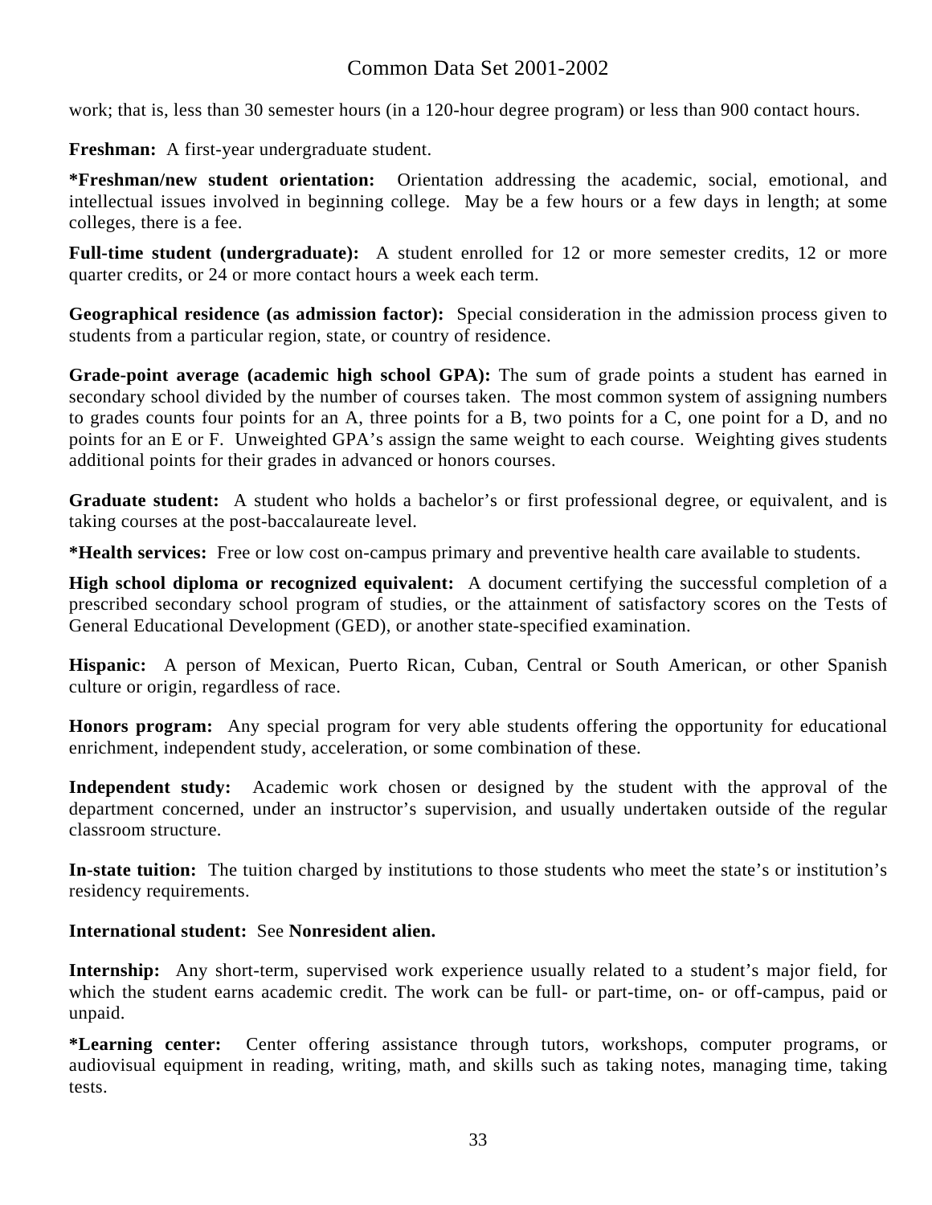work; that is, less than 30 semester hours (in a 120-hour degree program) or less than 900 contact hours.

**Freshman:** A first-year undergraduate student.

***Freshman/new student orientation:** Orientation addressing the academic, social, emotional, and intellectual issues involved in beginning college. May be a few hours or a few days in length; at some colleges, there is a fee.

**Full-time student (undergraduate):** A student enrolled for 12 or more semester credits, 12 or more quarter credits, or 24 or more contact hours a week each term.

**Geographical residence (as admission factor):** Special consideration in the admission process given to students from a particular region, state, or country of residence.

**Grade-point average (academic high school GPA):** The sum of grade points a student has earned in secondary school divided by the number of courses taken. The most common system of assigning numbers to grades counts four points for an A, three points for a B, two points for a C, one point for a D, and no points for an E or F. Unweighted GPA's assign the same weight to each course. Weighting gives students additional points for their grades in advanced or honors courses.

**Graduate student:** A student who holds a bachelor's or first professional degree, or equivalent, and is taking courses at the post-baccalaureate level.

***Health services:** Free or low cost on-campus primary and preventive health care available to students.

**High school diploma or recognized equivalent:** A document certifying the successful completion of a prescribed secondary school program of studies, or the attainment of satisfactory scores on the Tests of General Educational Development (GED), or another state-specified examination.

**Hispanic:** A person of Mexican, Puerto Rican, Cuban, Central or South American, or other Spanish culture or origin, regardless of race.

**Honors program:** Any special program for very able students offering the opportunity for educational enrichment, independent study, acceleration, or some combination of these.

**Independent study:** Academic work chosen or designed by the student with the approval of the department concerned, under an instructor's supervision, and usually undertaken outside of the regular classroom structure.

**In-state tuition:** The tuition charged by institutions to those students who meet the state's or institution's residency requirements.

**International student:** See **Nonresident alien.**

**Internship:** Any short-term, supervised work experience usually related to a student's major field, for which the student earns academic credit. The work can be full- or part-time, on- or off-campus, paid or unpaid.

***Learning center:** Center offering assistance through tutors, workshops, computer programs, or audiovisual equipment in reading, writing, math, and skills such as taking notes, managing time, taking tests.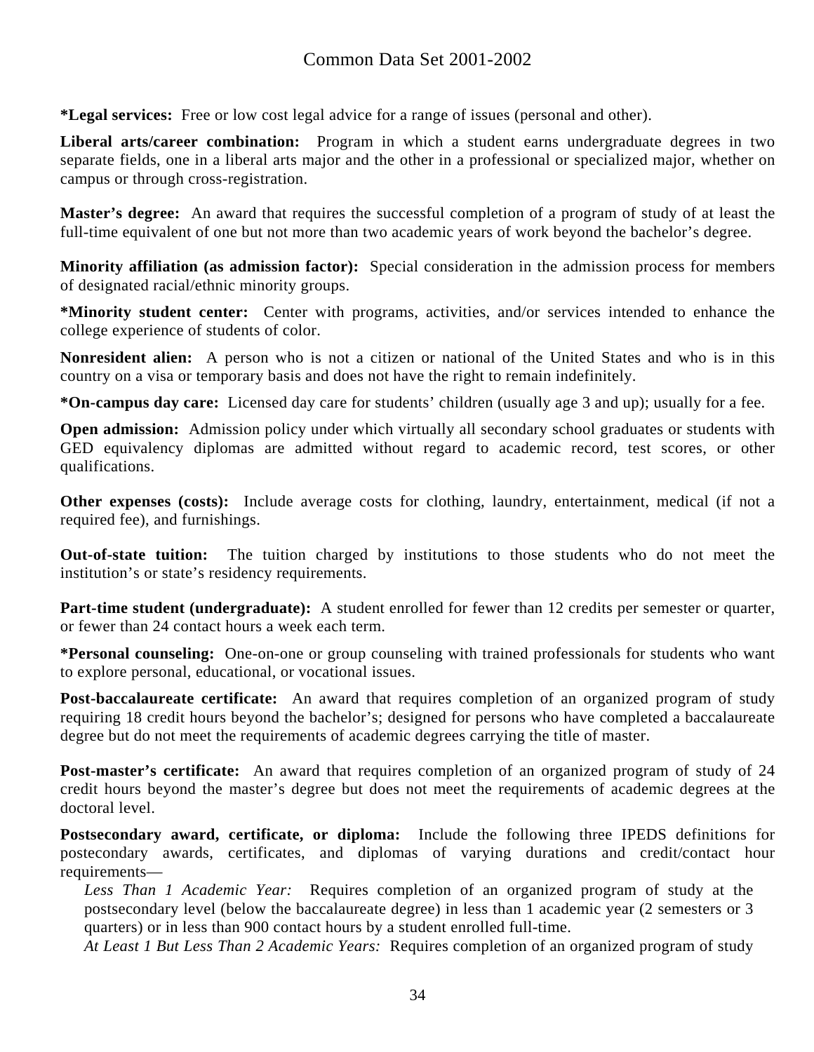**\*Legal services:** Free or low cost legal advice for a range of issues (personal and other).

**Liberal arts/career combination:** Program in which a student earns undergraduate degrees in two separate fields, one in a liberal arts major and the other in a professional or specialized major, whether on campus or through cross-registration.

**Master's degree:** An award that requires the successful completion of a program of study of at least the full-time equivalent of one but not more than two academic years of work beyond the bachelor's degree.

**Minority affiliation (as admission factor):** Special consideration in the admission process for members of designated racial/ethnic minority groups.

**\*Minority student center:** Center with programs, activities, and/or services intended to enhance the college experience of students of color.

**Nonresident alien:** A person who is not a citizen or national of the United States and who is in this country on a visa or temporary basis and does not have the right to remain indefinitely.

**\*On-campus day care:** Licensed day care for students' children (usually age 3 and up); usually for a fee.

**Open admission:** Admission policy under which virtually all secondary school graduates or students with GED equivalency diplomas are admitted without regard to academic record, test scores, or other qualifications.

**Other expenses (costs):** Include average costs for clothing, laundry, entertainment, medical (if not a required fee), and furnishings.

**Out-of-state tuition:** The tuition charged by institutions to those students who do not meet the institution's or state's residency requirements.

**Part-time student (undergraduate):** A student enrolled for fewer than 12 credits per semester or quarter, or fewer than 24 contact hours a week each term.

**\*Personal counseling:** One-on-one or group counseling with trained professionals for students who want to explore personal, educational, or vocational issues.

**Post-baccalaureate certificate:** An award that requires completion of an organized program of study requiring 18 credit hours beyond the bachelor's; designed for persons who have completed a baccalaureate degree but do not meet the requirements of academic degrees carrying the title of master.

**Post-master's certificate:** An award that requires completion of an organized program of study of 24 credit hours beyond the master's degree but does not meet the requirements of academic degrees at the doctoral level.

**Postsecondary award, certificate, or diploma:** Include the following three IPEDS definitions for postecondary awards, certificates, and diplomas of varying durations and credit/contact hour requirements—

*Less Than 1 Academic Year:* Requires completion of an organized program of study at the postsecondary level (below the baccalaureate degree) in less than 1 academic year (2 semesters or 3 quarters) or in less than 900 contact hours by a student enrolled full-time.

*At Least 1 But Less Than 2 Academic Years:* Requires completion of an organized program of study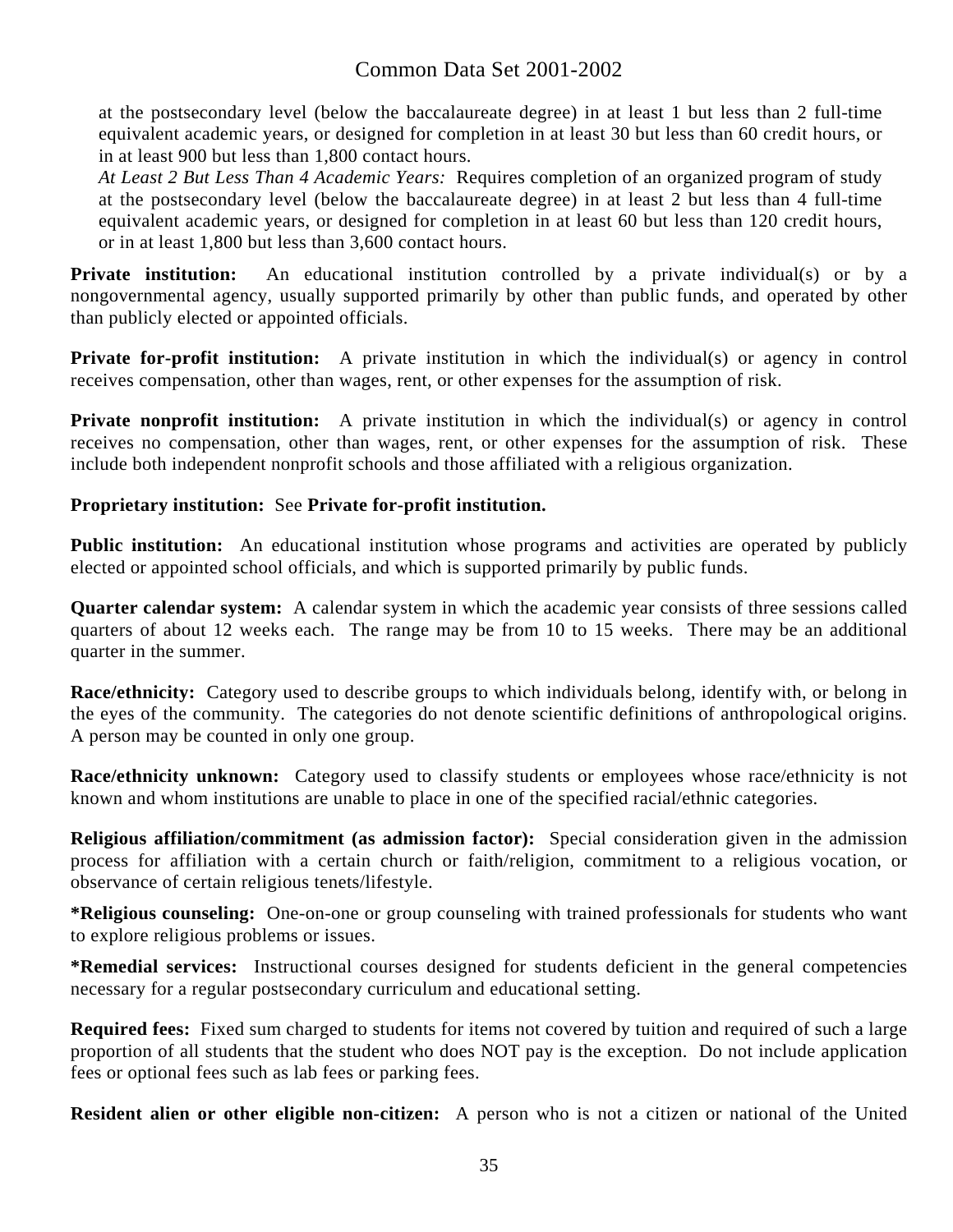at the postsecondary level (below the baccalaureate degree) in at least 1 but less than 2 full-time equivalent academic years, or designed for completion in at least 30 but less than 60 credit hours, or in at least 900 but less than 1,800 contact hours.

*At Least 2 But Less Than 4 Academic Years:* Requires completion of an organized program of study at the postsecondary level (below the baccalaureate degree) in at least 2 but less than 4 full-time equivalent academic years, or designed for completion in at least 60 but less than 120 credit hours, or in at least 1,800 but less than 3,600 contact hours.

**Private institution:** An educational institution controlled by a private individual(s) or by a nongovernmental agency, usually supported primarily by other than public funds, and operated by other than publicly elected or appointed officials.

**Private for-profit institution:** A private institution in which the individual(s) or agency in control receives compensation, other than wages, rent, or other expenses for the assumption of risk.

**Private nonprofit institution:** A private institution in which the individual(s) or agency in control receives no compensation, other than wages, rent, or other expenses for the assumption of risk. These include both independent nonprofit schools and those affiliated with a religious organization.

**Proprietary institution:** See **Private for-profit institution.**

**Public institution:** An educational institution whose programs and activities are operated by publicly elected or appointed school officials, and which is supported primarily by public funds.

**Quarter calendar system:** A calendar system in which the academic year consists of three sessions called quarters of about 12 weeks each. The range may be from 10 to 15 weeks. There may be an additional quarter in the summer.

**Race/ethnicity:** Category used to describe groups to which individuals belong, identify with, or belong in the eyes of the community. The categories do not denote scientific definitions of anthropological origins. A person may be counted in only one group.

**Race/ethnicity unknown:** Category used to classify students or employees whose race/ethnicity is not known and whom institutions are unable to place in one of the specified racial/ethnic categories.

**Religious affiliation/commitment (as admission factor):** Special consideration given in the admission process for affiliation with a certain church or faith/religion, commitment to a religious vocation, or observance of certain religious tenets/lifestyle.

**\*Religious counseling:** One-on-one or group counseling with trained professionals for students who want to explore religious problems or issues.

**\*Remedial services:** Instructional courses designed for students deficient in the general competencies necessary for a regular postsecondary curriculum and educational setting.

**Required fees:** Fixed sum charged to students for items not covered by tuition and required of such a large proportion of all students that the student who does NOT pay is the exception. Do not include application fees or optional fees such as lab fees or parking fees.

**Resident alien or other eligible non-citizen:** A person who is not a citizen or national of the United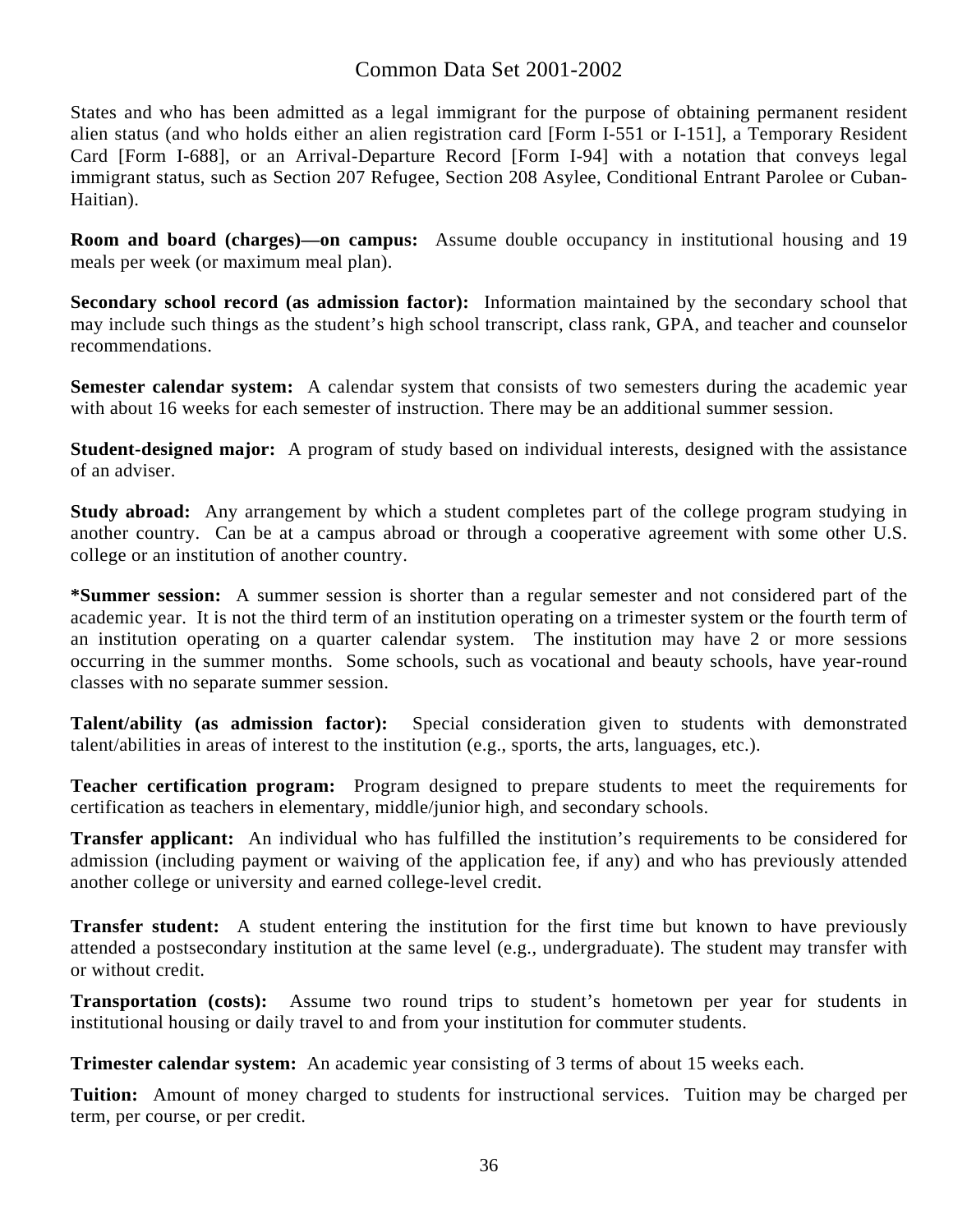States and who has been admitted as a legal immigrant for the purpose of obtaining permanent resident alien status (and who holds either an alien registration card [Form I-551 or I-151], a Temporary Resident Card [Form I-688], or an Arrival-Departure Record [Form I-94] with a notation that conveys legal immigrant status, such as Section 207 Refugee, Section 208 Asylee, Conditional Entrant Parolee or Cuban-Haitian).

**Room and board (charges)—on campus:** Assume double occupancy in institutional housing and 19 meals per week (or maximum meal plan).

**Secondary school record (as admission factor):** Information maintained by the secondary school that may include such things as the student's high school transcript, class rank, GPA, and teacher and counselor recommendations.

**Semester calendar system:** A calendar system that consists of two semesters during the academic year with about 16 weeks for each semester of instruction. There may be an additional summer session.

**Student-designed major:** A program of study based on individual interests, designed with the assistance of an adviser.

**Study abroad:** Any arrangement by which a student completes part of the college program studying in another country. Can be at a campus abroad or through a cooperative agreement with some other U.S. college or an institution of another country.

**\*Summer session:** A summer session is shorter than a regular semester and not considered part of the academic year. It is not the third term of an institution operating on a trimester system or the fourth term of an institution operating on a quarter calendar system. The institution may have 2 or more sessions occurring in the summer months. Some schools, such as vocational and beauty schools, have year-round classes with no separate summer session.

**Talent/ability (as admission factor):** Special consideration given to students with demonstrated talent/abilities in areas of interest to the institution (e.g., sports, the arts, languages, etc.).

**Teacher certification program:** Program designed to prepare students to meet the requirements for certification as teachers in elementary, middle/junior high, and secondary schools.

**Transfer applicant:** An individual who has fulfilled the institution's requirements to be considered for admission (including payment or waiving of the application fee, if any) and who has previously attended another college or university and earned college-level credit.

**Transfer student:** A student entering the institution for the first time but known to have previously attended a postsecondary institution at the same level (e.g., undergraduate). The student may transfer with or without credit.

**Transportation (costs):** Assume two round trips to student's hometown per year for students in institutional housing or daily travel to and from your institution for commuter students.

**Trimester calendar system:** An academic year consisting of 3 terms of about 15 weeks each.

**Tuition:** Amount of money charged to students for instructional services. Tuition may be charged per term, per course, or per credit.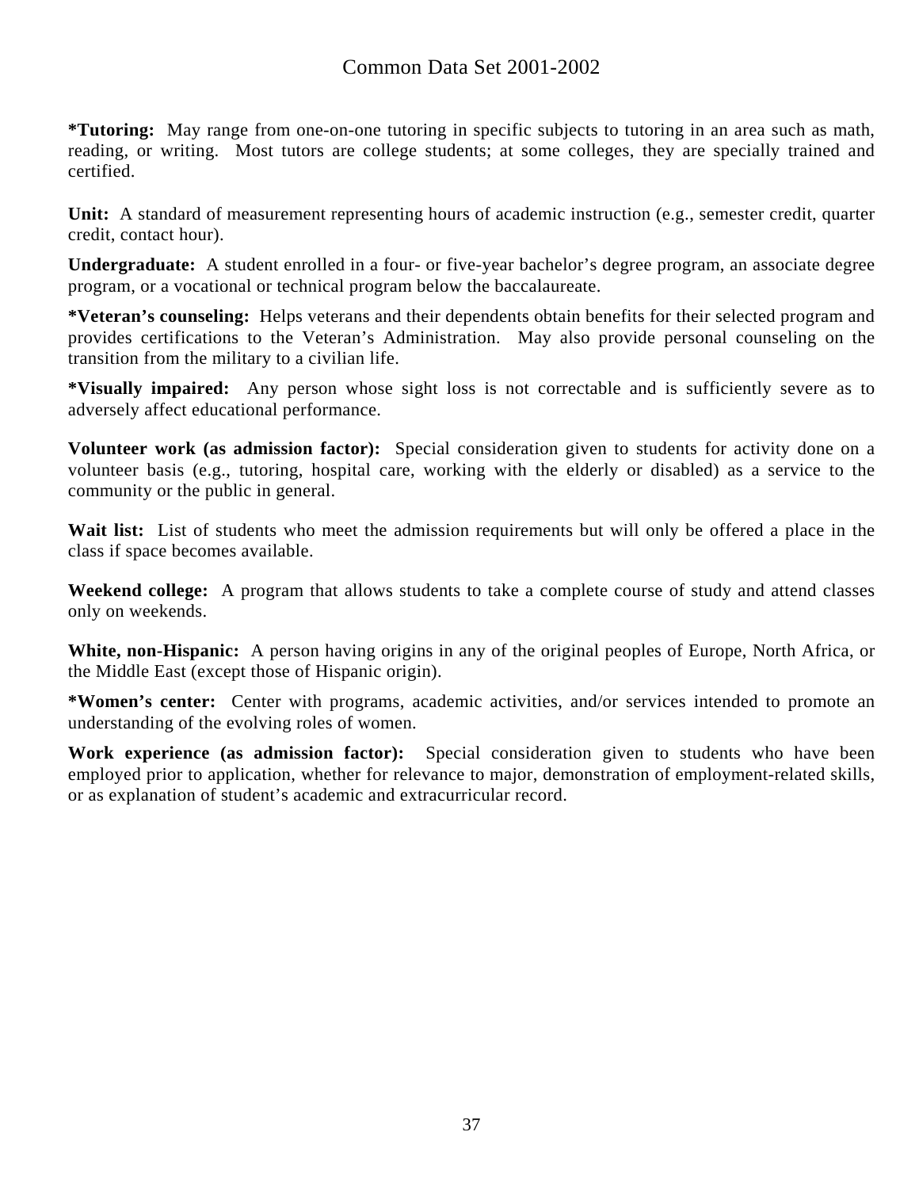**\*Tutoring:** May range from one-on-one tutoring in specific subjects to tutoring in an area such as math, reading, or writing. Most tutors are college students; at some colleges, they are specially trained and certified.

**Unit:** A standard of measurement representing hours of academic instruction (e.g., semester credit, quarter credit, contact hour).

**Undergraduate:** A student enrolled in a four- or five-year bachelor's degree program, an associate degree program, or a vocational or technical program below the baccalaureate.

**\*Veteran's counseling:** Helps veterans and their dependents obtain benefits for their selected program and provides certifications to the Veteran's Administration. May also provide personal counseling on the transition from the military to a civilian life.

**\*Visually impaired:** Any person whose sight loss is not correctable and is sufficiently severe as to adversely affect educational performance.

**Volunteer work (as admission factor):** Special consideration given to students for activity done on a volunteer basis (e.g., tutoring, hospital care, working with the elderly or disabled) as a service to the community or the public in general.

**Wait list:** List of students who meet the admission requirements but will only be offered a place in the class if space becomes available.

**Weekend college:** A program that allows students to take a complete course of study and attend classes only on weekends.

**White, non-Hispanic:** A person having origins in any of the original peoples of Europe, North Africa, or the Middle East (except those of Hispanic origin).

**\*Women's center:** Center with programs, academic activities, and/or services intended to promote an understanding of the evolving roles of women.

**Work experience (as admission factor):** Special consideration given to students who have been employed prior to application, whether for relevance to major, demonstration of employment-related skills, or as explanation of student's academic and extracurricular record.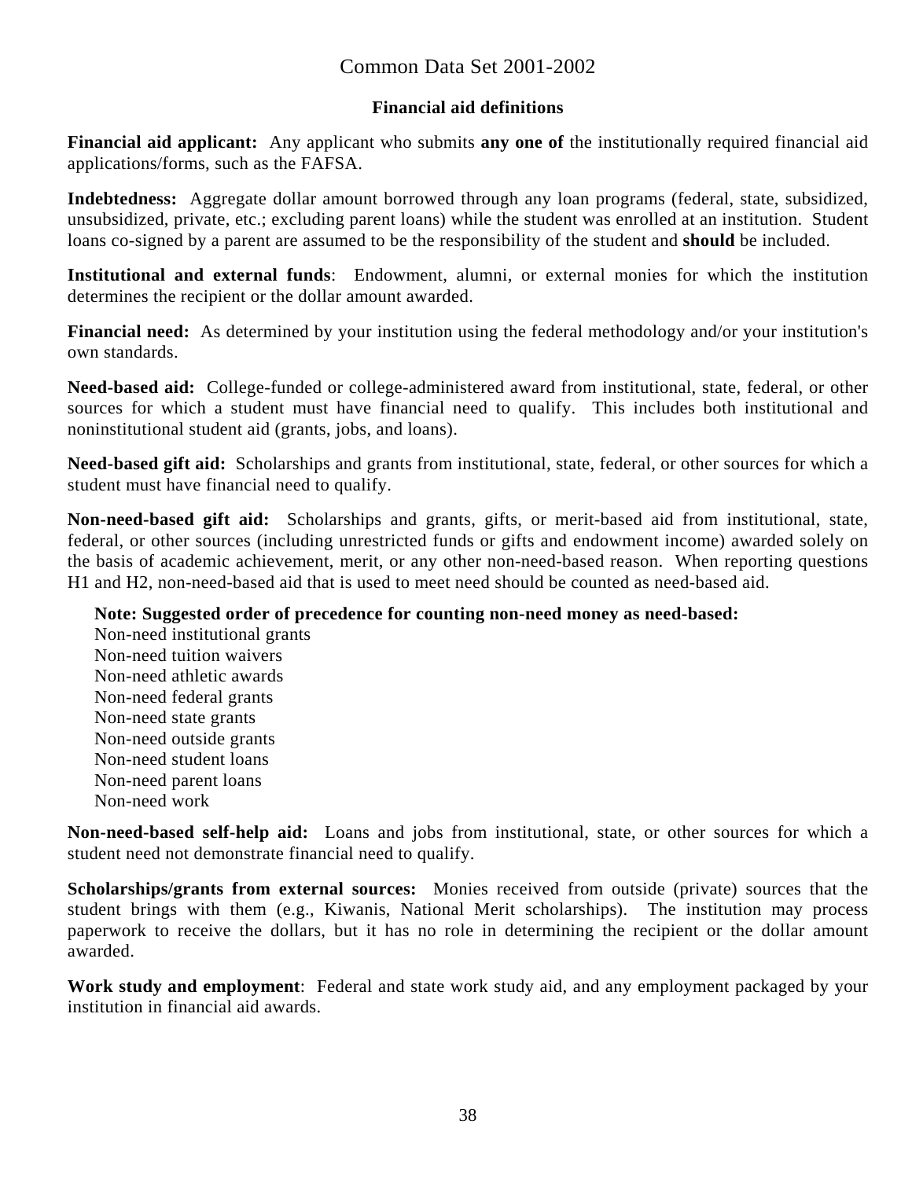Common Data Set 2001-2002

## Financial aid definitions

**Financial aid applicant:** Any applicant who submits **any one of** the institutionally required financial aid applications/forms, such as the FAFSA.

**Indebtedness:** Aggregate dollar amount borrowed through any loan programs (federal, state, subsidized, unsubsidized, private, etc.; excluding parent loans) while the student was enrolled at an institution. Student loans co-signed by a parent are assumed to be the responsibility of the student and **should** be included.

**Institutional and external funds**: Endowment, alumni, or external monies for which the institution determines the recipient or the dollar amount awarded.

**Financial need:** As determined by your institution using the federal methodology and/or your institution's own standards.

**Need-based aid:** College-funded or college-administered award from institutional, state, federal, or other sources for which a student must have financial need to qualify. This includes both institutional and noninstitutional student aid (grants, jobs, and loans).

**Need-based gift aid:** Scholarships and grants from institutional, state, federal, or other sources for which a student must have financial need to qualify.

**Non-need-based gift aid:** Scholarships and grants, gifts, or merit-based aid from institutional, state, federal, or other sources (including unrestricted funds or gifts and endowment income) awarded solely on the basis of academic achievement, merit, or any other non-need-based reason. When reporting questions H1 and H2, non-need-based aid that is used to meet need should be counted as need-based aid.

**Note: Suggested order of precedence for counting non-need money as need-based:**
Non-need institutional grants
Non-need tuition waivers
Non-need athletic awards
Non-need federal grants
Non-need state grants
Non-need outside grants
Non-need student loans
Non-need parent loans
Non-need work

**Non-need-based self-help aid:** Loans and jobs from institutional, state, or other sources for which a student need not demonstrate financial need to qualify.

**Scholarships/grants from external sources:** Monies received from outside (private) sources that the student brings with them (e.g., Kiwanis, National Merit scholarships). The institution may process paperwork to receive the dollars, but it has no role in determining the recipient or the dollar amount awarded.

**Work study and employment**: Federal and state work study aid, and any employment packaged by your institution in financial aid awards.